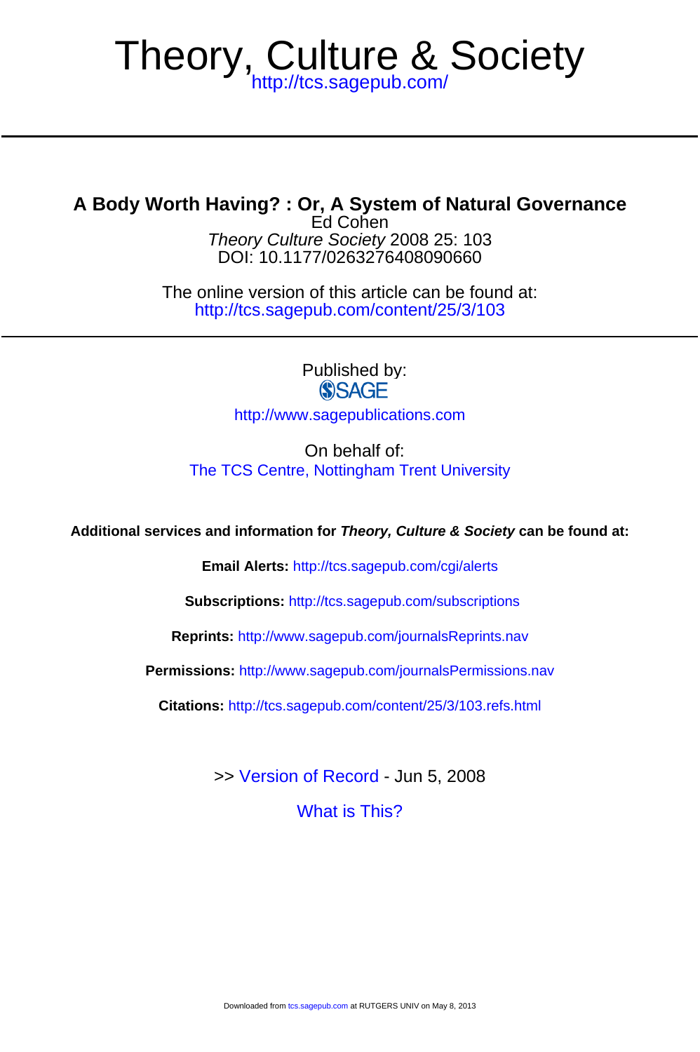# Theory, Culture & Society

http://tcs.sagepub.com/

## A Body Worth Having? : Or, A System of Natural Governance

Ed Cohen

*Theory Culture Society* 2008 25: 103

DOI: 10.1177/0263276408090660

The online version of this article can be found at:

http://tcs.sagepub.com/content/25/3/103

Published by:

SAGE

http://www.sagepublications.com

On behalf of:

The TCS Centre, Nottingham Trent University

**Additional services and information for *Theory, Culture & Society* can be found at:**

**Email Alerts:** http://tcs.sagepub.com/cgi/alerts

**Subscriptions:** http://tcs.sagepub.com/subscriptions

**Reprints:** http://www.sagepub.com/journalsReprints.nav

**Permissions:** http://www.sagepub.com/journalsPermissions.nav

**Citations:** http://tcs.sagepub.com/content/25/3/103.refs.html

>> Version of Record - Jun 5, 2008

What is This?

Downloaded from tcs.sagepub.com at RUTGERS UNIV on May 8, 2013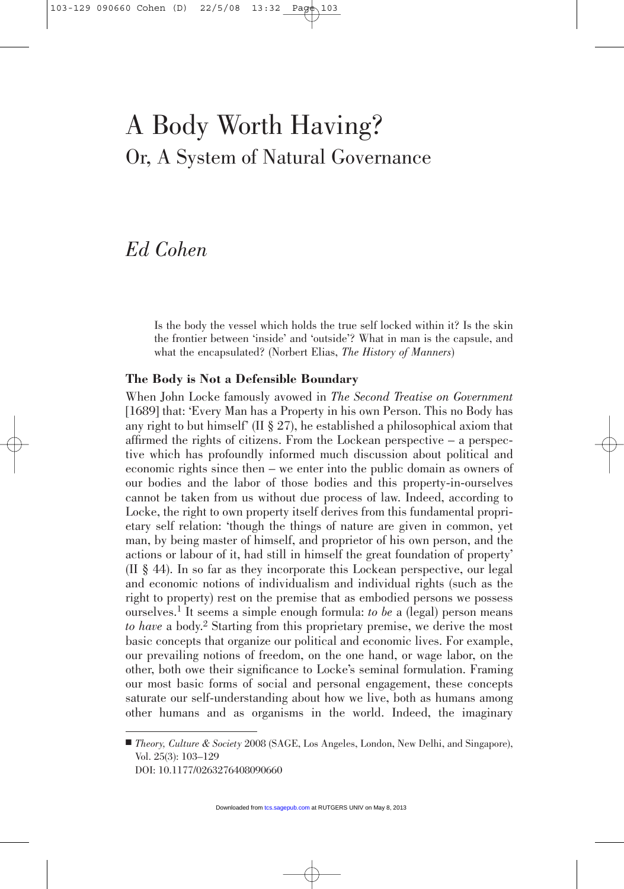# A Body Worth Having?

## Or, A System of Natural Governance

## *Ed Cohen*

> Is the body the vessel which holds the true self locked within it? Is the skin the frontier between 'inside' and 'outside'? What in man is the capsule, and what the encapsulated? (Norbert Elias, *The History of Manners*)

### The Body is Not a Defensible Boundary

When John Locke famously avowed in *The Second Treatise on Government* [1689] that: 'Every Man has a Property in his own Person. This no Body has any right to but himself' (II § 27), he established a philosophical axiom that affirmed the rights of citizens. From the Lockean perspective – a perspective which has profoundly informed much discussion about political and economic rights since then – we enter into the public domain as owners of our bodies and the labor of those bodies and this property-in-ourselves cannot be taken from us without due process of law. Indeed, according to Locke, the right to own property itself derives from this fundamental proprietary self relation: 'though the things of nature are given in common, yet man, by being master of himself, and proprietor of his own person, and the actions or labour of it, had still in himself the great foundation of property' (II § 44). In so far as they incorporate this Lockean perspective, our legal and economic notions of individualism and individual rights (such as the right to property) rest on the premise that as embodied persons we possess ourselves.[1] It seems a simple enough formula: *to be* a (legal) person means *to have* a body.[2] Starting from this proprietary premise, we derive the most basic concepts that organize our political and economic lives. For example, our prevailing notions of freedom, on the one hand, or wage labor, on the other, both owe their significance to Locke's seminal formulation. Framing our most basic forms of social and personal engagement, these concepts saturate our self-understanding about how we live, both as humans among other humans and as organisms in the world. Indeed, the imaginary

■ *Theory, Culture & Society* 2008 (SAGE, Los Angeles, London, New Delhi, and Singapore), Vol. 25(3): 103–129
DOI: 10.1177/0263276408090660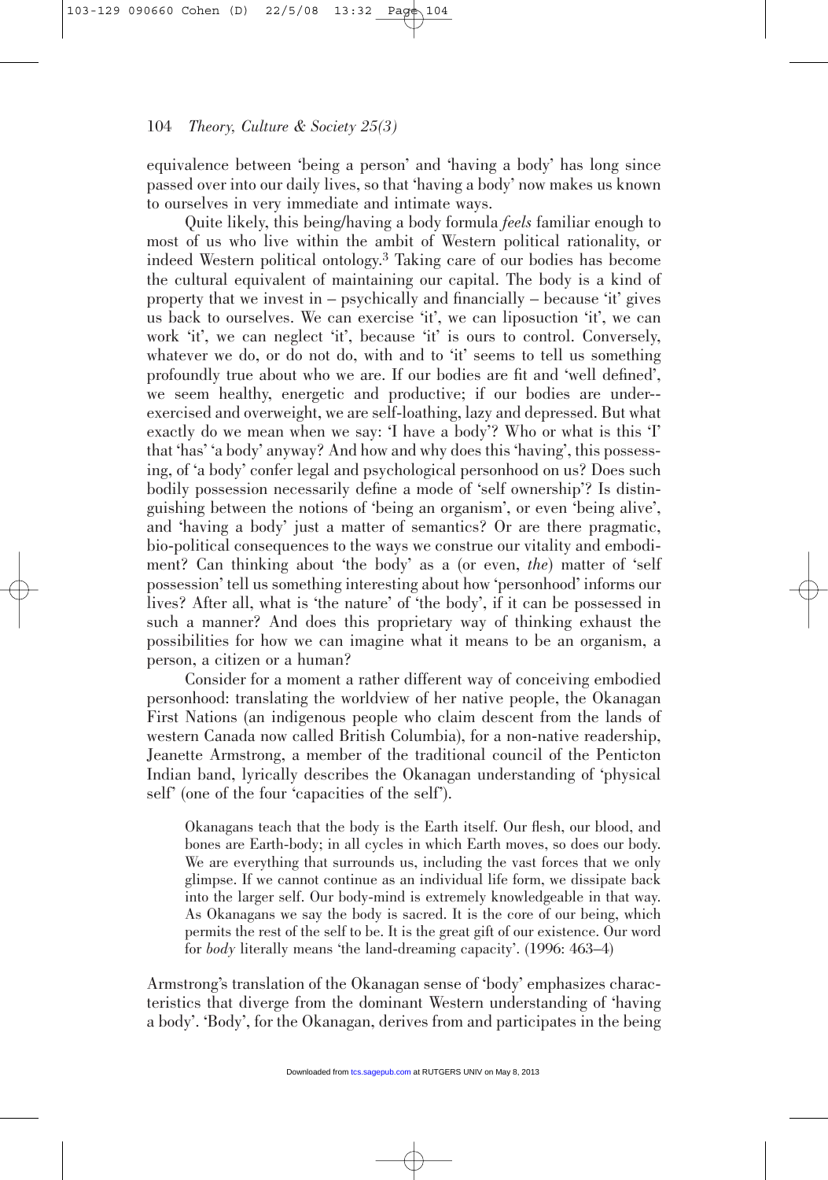equivalence between 'being a person' and 'having a body' has long since passed over into our daily lives, so that 'having a body' now makes us known to ourselves in very immediate and intimate ways.

Quite likely, this being/having a body formula *feels* familiar enough to most of us who live within the ambit of Western political rationality, or indeed Western political ontology.[3] Taking care of our bodies has become the cultural equivalent of maintaining our capital. The body is a kind of property that we invest in – psychically and financially – because 'it' gives us back to ourselves. We can exercise 'it', we can liposuction 'it', we can work 'it', we can neglect 'it', because 'it' is ours to control. Conversely, whatever we do, or do not do, with and to 'it' seems to tell us something profoundly true about who we are. If our bodies are fit and 'well defined', we seem healthy, energetic and productive; if our bodies are under-exercised and overweight, we are self-loathing, lazy and depressed. But what exactly do we mean when we say: 'I have a body'? Who or what is this 'I' that 'has' 'a body' anyway? And how and why does this 'having', this possessing, of 'a body' confer legal and psychological personhood on us? Does such bodily possession necessarily define a mode of 'self ownership'? Is distinguishing between the notions of 'being an organism', or even 'being alive', and 'having a body' just a matter of semantics? Or are there pragmatic, bio-political consequences to the ways we construe our vitality and embodiment? Can thinking about 'the body' as a (or even, *the*) matter of 'self possession' tell us something interesting about how 'personhood' informs our lives? After all, what is 'the nature' of 'the body', if it can be possessed in such a manner? And does this proprietary way of thinking exhaust the possibilities for how we can imagine what it means to be an organism, a person, a citizen or a human?

Consider for a moment a rather different way of conceiving embodied personhood: translating the worldview of her native people, the Okanagan First Nations (an indigenous people who claim descent from the lands of western Canada now called British Columbia), for a non-native readership, Jeanette Armstrong, a member of the traditional council of the Penticton Indian band, lyrically describes the Okanagan understanding of 'physical self' (one of the four 'capacities of the self').

> Okanagans teach that the body is the Earth itself. Our flesh, our blood, and bones are Earth-body; in all cycles in which Earth moves, so does our body. We are everything that surrounds us, including the vast forces that we only glimpse. If we cannot continue as an individual life form, we dissipate back into the larger self. Our body-mind is extremely knowledgeable in that way. As Okanagans we say the body is sacred. It is the core of our being, which permits the rest of the self to be. It is the great gift of our existence. Our word for *body* literally means 'the land-dreaming capacity'. (1996: 463–4)

Armstrong's translation of the Okanagan sense of 'body' emphasizes characteristics that diverge from the dominant Western understanding of 'having a body'. 'Body', for the Okanagan, derives from and participates in the being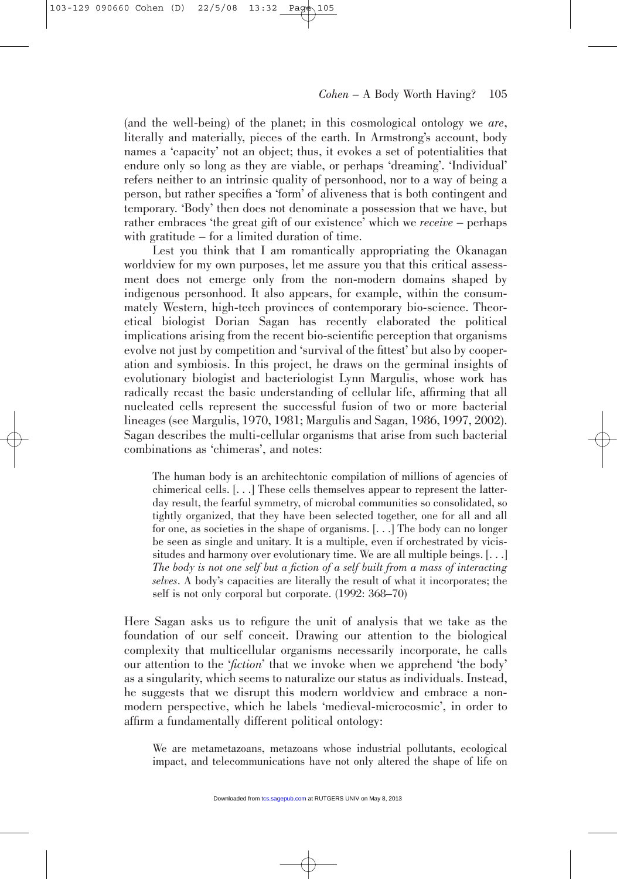(and the well-being) of the planet; in this cosmological ontology we *are*, literally and materially, pieces of the earth. In Armstrong's account, body names a 'capacity' not an object; thus, it evokes a set of potentialities that endure only so long as they are viable, or perhaps 'dreaming'. 'Individual' refers neither to an intrinsic quality of personhood, nor to a way of being a person, but rather specifies a 'form' of aliveness that is both contingent and temporary. 'Body' then does not denominate a possession that we have, but rather embraces 'the great gift of our existence' which we *receive* – perhaps with gratitude – for a limited duration of time.

Lest you think that I am romantically appropriating the Okanagan worldview for my own purposes, let me assure you that this critical assessment does not emerge only from the non-modern domains shaped by indigenous personhood. It also appears, for example, within the consummately Western, high-tech provinces of contemporary bio-science. Theoretical biologist Dorian Sagan has recently elaborated the political implications arising from the recent bio-scientific perception that organisms evolve not just by competition and 'survival of the fittest' but also by cooperation and symbiosis. In this project, he draws on the germinal insights of evolutionary biologist and bacteriologist Lynn Margulis, whose work has radically recast the basic understanding of cellular life, affirming that all nucleated cells represent the successful fusion of two or more bacterial lineages (see Margulis, 1970, 1981; Margulis and Sagan, 1986, 1997, 2002). Sagan describes the multi-cellular organisms that arise from such bacterial combinations as 'chimeras', and notes:

> The human body is an architechtonic compilation of millions of agencies of chimerical cells. [. . .] These cells themselves appear to represent the latter-day result, the fearful symmetry, of microbal communities so consolidated, so tightly organized, that they have been selected together, one for all and all for one, as societies in the shape of organisms. [. . .] The body can no longer be seen as single and unitary. It is a multiple, even if orchestrated by vicissitudes and harmony over evolutionary time. We are all multiple beings. [. . .] *The body is not one self but a fiction of a self built from a mass of interacting selves*. A body's capacities are literally the result of what it incorporates; the self is not only corporal but corporate. (1992: 368–70)

Here Sagan asks us to refigure the unit of analysis that we take as the foundation of our self conceit. Drawing our attention to the biological complexity that multicellular organisms necessarily incorporate, he calls our attention to the '*fiction*' that we invoke when we apprehend 'the body' as a singularity, which seems to naturalize our status as individuals. Instead, he suggests that we disrupt this modern worldview and embrace a non-modern perspective, which he labels 'medieval-microcosmic', in order to affirm a fundamentally different political ontology:

> We are metametazoans, metazoans whose industrial pollutants, ecological impact, and telecommunications have not only altered the shape of life on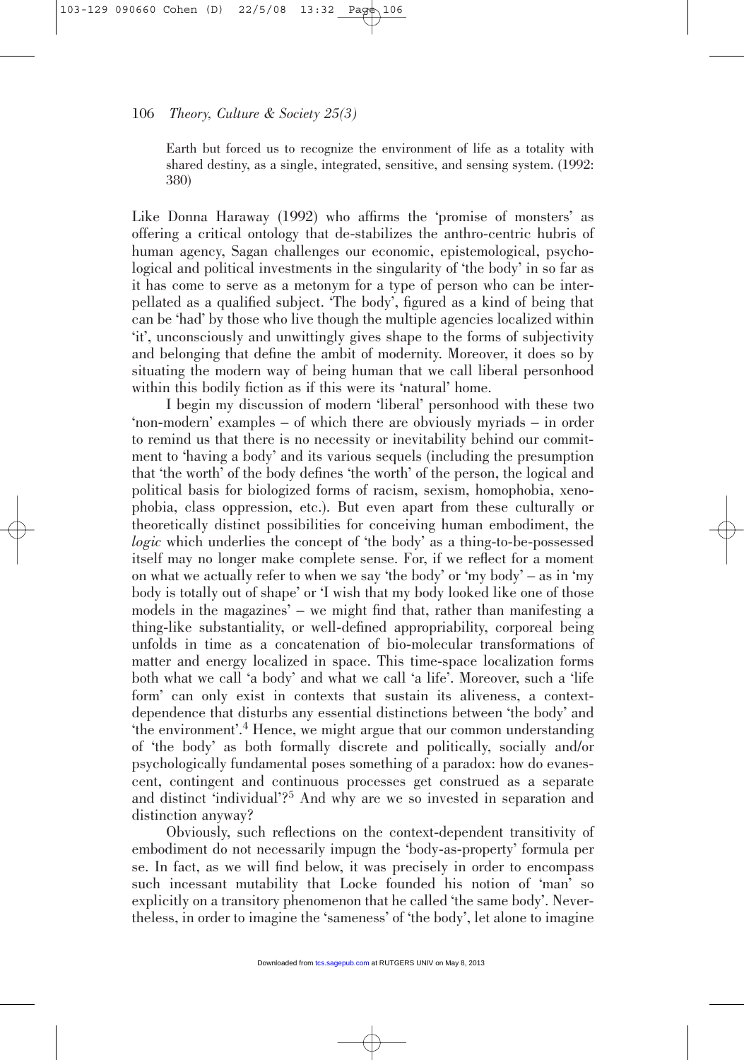Earth but forced us to recognize the environment of life as a totality with shared destiny, as a single, integrated, sensitive, and sensing system. (1992: 380)

Like Donna Haraway (1992) who affirms the 'promise of monsters' as offering a critical ontology that de-stabilizes the anthro-centric hubris of human agency, Sagan challenges our economic, epistemological, psychological and political investments in the singularity of 'the body' in so far as it has come to serve as a metonym for a type of person who can be interpellated as a qualified subject. 'The body', figured as a kind of being that can be 'had' by those who live though the multiple agencies localized within 'it', unconsciously and unwittingly gives shape to the forms of subjectivity and belonging that define the ambit of modernity. Moreover, it does so by situating the modern way of being human that we call liberal personhood within this bodily fiction as if this were its 'natural' home.

I begin my discussion of modern 'liberal' personhood with these two 'non-modern' examples – of which there are obviously myriads – in order to remind us that there is no necessity or inevitability behind our commitment to 'having a body' and its various sequels (including the presumption that 'the worth' of the body defines 'the worth' of the person, the logical and political basis for biologized forms of racism, sexism, homophobia, xenophobia, class oppression, etc.). But even apart from these culturally or theoretically distinct possibilities for conceiving human embodiment, the *logic* which underlies the concept of 'the body' as a thing-to-be-possessed itself may no longer make complete sense. For, if we reflect for a moment on what we actually refer to when we say 'the body' or 'my body' – as in 'my body is totally out of shape' or 'I wish that my body looked like one of those models in the magazines' – we might find that, rather than manifesting a thing-like substantiality, or well-defined appropriability, corporeal being unfolds in time as a concatenation of bio-molecular transformations of matter and energy localized in space. This time-space localization forms both what we call 'a body' and what we call 'a life'. Moreover, such a 'life form' can only exist in contexts that sustain its aliveness, a context-dependence that disturbs any essential distinctions between 'the body' and 'the environment'.[4] Hence, we might argue that our common understanding of 'the body' as both formally discrete and politically, socially and/or psychologically fundamental poses something of a paradox: how do evanescent, contingent and continuous processes get construed as a separate and distinct 'individual'?[5] And why are we so invested in separation and distinction anyway?

Obviously, such reflections on the context-dependent transitivity of embodiment do not necessarily impugn the 'body-as-property' formula per se. In fact, as we will find below, it was precisely in order to encompass such incessant mutability that Locke founded his notion of 'man' so explicitly on a transitory phenomenon that he called 'the same body'. Nevertheless, in order to imagine the 'sameness' of 'the body', let alone to imagine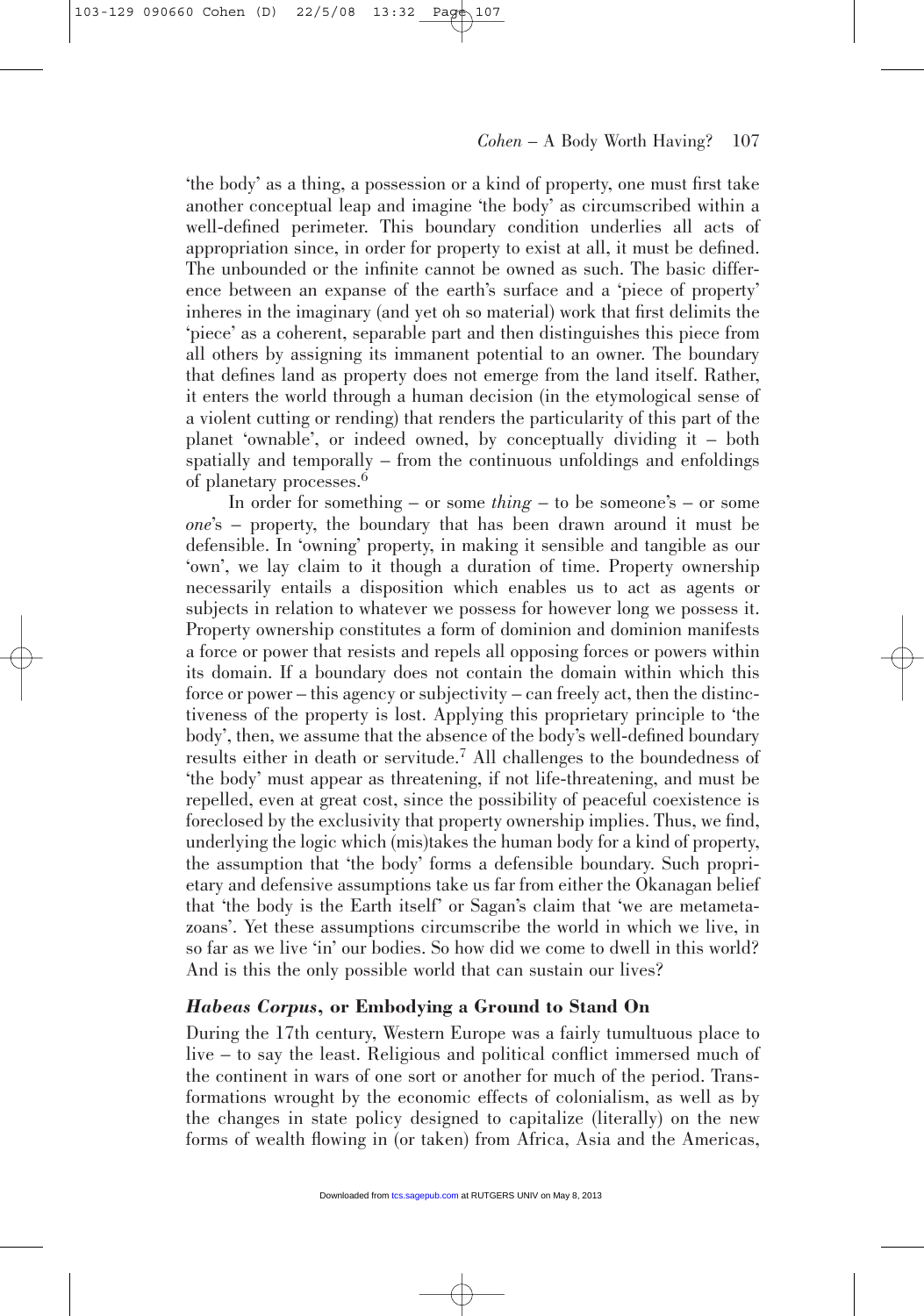'the body' as a thing, a possession or a kind of property, one must first take another conceptual leap and imagine 'the body' as circumscribed within a well-defined perimeter. This boundary condition underlies all acts of appropriation since, in order for property to exist at all, it must be defined. The unbounded or the infinite cannot be owned as such. The basic difference between an expanse of the earth's surface and a 'piece of property' inheres in the imaginary (and yet oh so material) work that first delimits the 'piece' as a coherent, separable part and then distinguishes this piece from all others by assigning its immanent potential to an owner. The boundary that defines land as property does not emerge from the land itself. Rather, it enters the world through a human decision (in the etymological sense of a violent cutting or rending) that renders the particularity of this part of the planet 'ownable', or indeed owned, by conceptually dividing it – both spatially and temporally – from the continuous unfoldings and enfoldings of planetary processes.[6]

In order for something – or some *thing* – to be someone's – or some *one*'s – property, the boundary that has been drawn around it must be defensible. In 'owning' property, in making it sensible and tangible as our 'own', we lay claim to it though a duration of time. Property ownership necessarily entails a disposition which enables us to act as agents or subjects in relation to whatever we possess for however long we possess it. Property ownership constitutes a form of dominion and dominion manifests a force or power that resists and repels all opposing forces or powers within its domain. If a boundary does not contain the domain within which this force or power – this agency or subjectivity – can freely act, then the distinctiveness of the property is lost. Applying this proprietary principle to 'the body', then, we assume that the absence of the body's well-defined boundary results either in death or servitude.[7] All challenges to the boundedness of 'the body' must appear as threatening, if not life-threatening, and must be repelled, even at great cost, since the possibility of peaceful coexistence is foreclosed by the exclusivity that property ownership implies. Thus, we find, underlying the logic which (mis)takes the human body for a kind of property, the assumption that 'the body' forms a defensible boundary. Such proprietary and defensive assumptions take us far from either the Okanagan belief that 'the body is the Earth itself' or Sagan's claim that 'we are metametazoans'. Yet these assumptions circumscribe the world in which we live, in so far as we live 'in' our bodies. So how did we come to dwell in this world? And is this the only possible world that can sustain our lives?

## *Habeas Corpus*, or Embodying a Ground to Stand On

During the 17th century, Western Europe was a fairly tumultuous place to live – to say the least. Religious and political conflict immersed much of the continent in wars of one sort or another for much of the period. Transformations wrought by the economic effects of colonialism, as well as by the changes in state policy designed to capitalize (literally) on the new forms of wealth flowing in (or taken) from Africa, Asia and the Americas,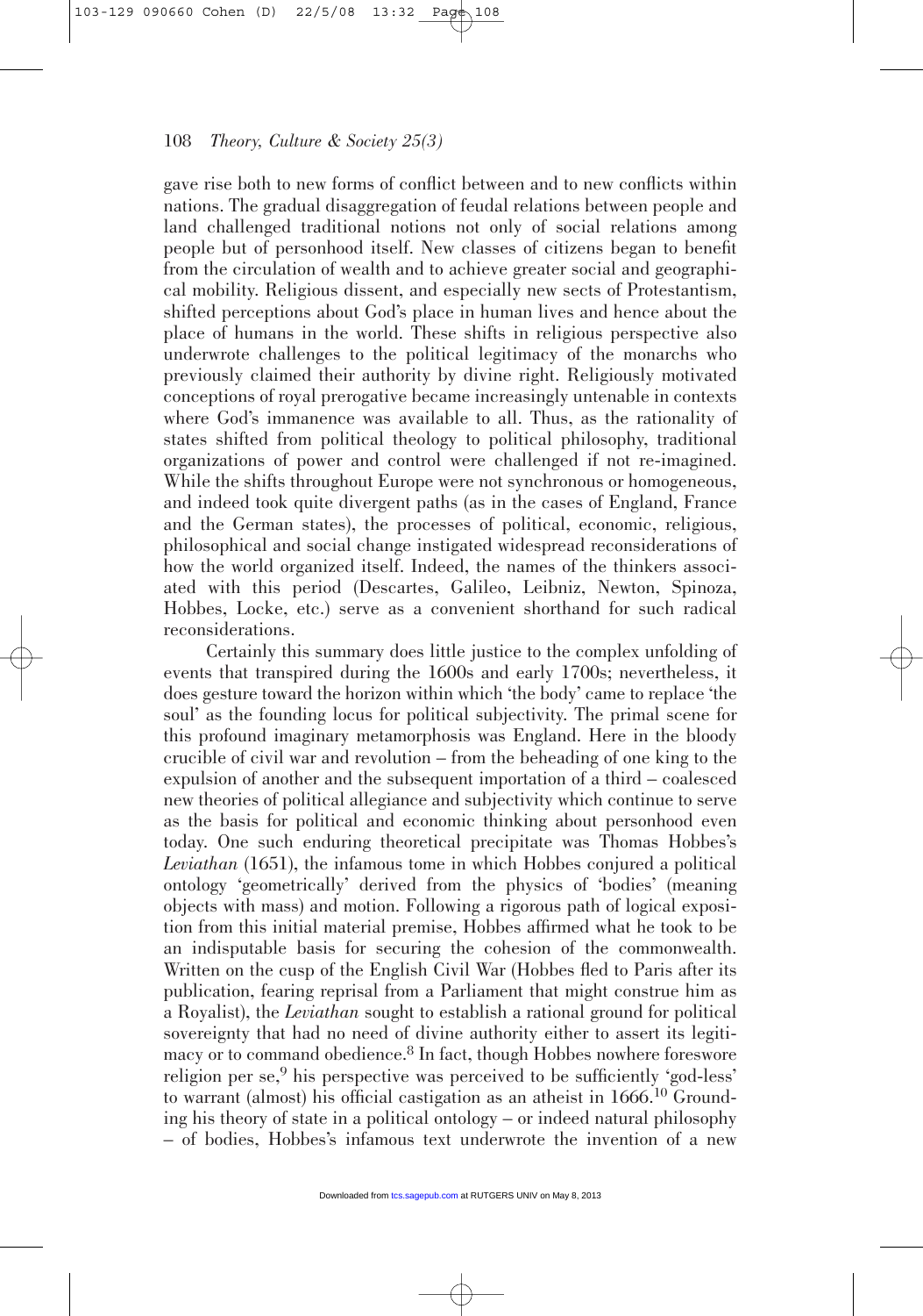gave rise both to new forms of conflict between and to new conflicts within nations. The gradual disaggregation of feudal relations between people and land challenged traditional notions not only of social relations among people but of personhood itself. New classes of citizens began to benefit from the circulation of wealth and to achieve greater social and geographical mobility. Religious dissent, and especially new sects of Protestantism, shifted perceptions about God's place in human lives and hence about the place of humans in the world. These shifts in religious perspective also underwrote challenges to the political legitimacy of the monarchs who previously claimed their authority by divine right. Religiously motivated conceptions of royal prerogative became increasingly untenable in contexts where God's immanence was available to all. Thus, as the rationality of states shifted from political theology to political philosophy, traditional organizations of power and control were challenged if not re-imagined. While the shifts throughout Europe were not synchronous or homogeneous, and indeed took quite divergent paths (as in the cases of England, France and the German states), the processes of political, economic, religious, philosophical and social change instigated widespread reconsiderations of how the world organized itself. Indeed, the names of the thinkers associated with this period (Descartes, Galileo, Leibniz, Newton, Spinoza, Hobbes, Locke, etc.) serve as a convenient shorthand for such radical reconsiderations.

Certainly this summary does little justice to the complex unfolding of events that transpired during the 1600s and early 1700s; nevertheless, it does gesture toward the horizon within which 'the body' came to replace 'the soul' as the founding locus for political subjectivity. The primal scene for this profound imaginary metamorphosis was England. Here in the bloody crucible of civil war and revolution – from the beheading of one king to the expulsion of another and the subsequent importation of a third – coalesced new theories of political allegiance and subjectivity which continue to serve as the basis for political and economic thinking about personhood even today. One such enduring theoretical precipitate was Thomas Hobbes's *Leviathan* (1651), the infamous tome in which Hobbes conjured a political ontology 'geometrically' derived from the physics of 'bodies' (meaning objects with mass) and motion. Following a rigorous path of logical exposition from this initial material premise, Hobbes affirmed what he took to be an indisputable basis for securing the cohesion of the commonwealth. Written on the cusp of the English Civil War (Hobbes fled to Paris after its publication, fearing reprisal from a Parliament that might construe him as a Royalist), the *Leviathan* sought to establish a rational ground for political sovereignty that had no need of divine authority either to assert its legitimacy or to command obedience.[8] In fact, though Hobbes nowhere foreswore religion per se,[9] his perspective was perceived to be sufficiently 'god-less' to warrant (almost) his official castigation as an atheist in 1666.[10] Grounding his theory of state in a political ontology – or indeed natural philosophy – of bodies, Hobbes's infamous text underwrote the invention of a new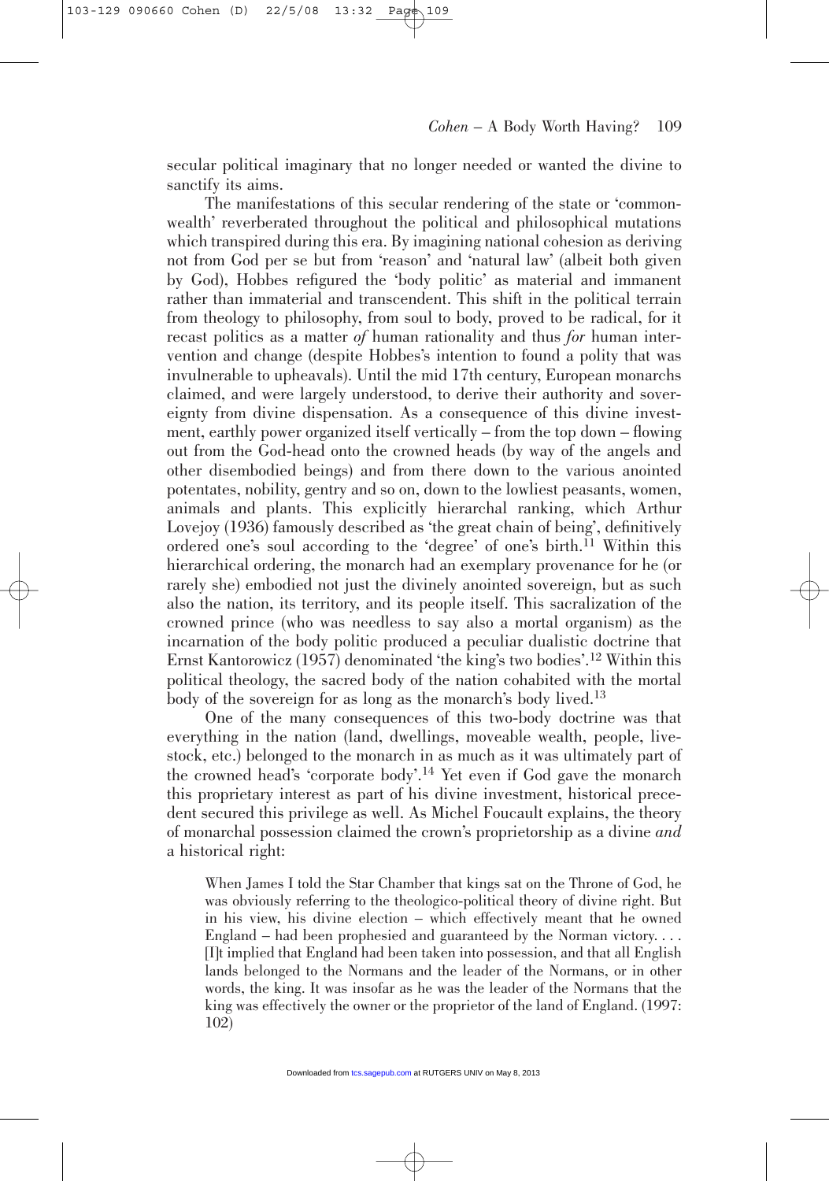secular political imaginary that no longer needed or wanted the divine to sanctify its aims.

The manifestations of this secular rendering of the state or 'commonwealth' reverberated throughout the political and philosophical mutations which transpired during this era. By imagining national cohesion as deriving not from God per se but from 'reason' and 'natural law' (albeit both given by God), Hobbes refigured the 'body politic' as material and immanent rather than immaterial and transcendent. This shift in the political terrain from theology to philosophy, from soul to body, proved to be radical, for it recast politics as a matter *of* human rationality and thus *for* human intervention and change (despite Hobbes's intention to found a polity that was invulnerable to upheavals). Until the mid 17th century, European monarchs claimed, and were largely understood, to derive their authority and sovereignty from divine dispensation. As a consequence of this divine investment, earthly power organized itself vertically – from the top down – flowing out from the God-head onto the crowned heads (by way of the angels and other disembodied beings) and from there down to the various anointed potentates, nobility, gentry and so on, down to the lowliest peasants, women, animals and plants. This explicitly hierarchal ranking, which Arthur Lovejoy (1936) famously described as 'the great chain of being', definitively ordered one's soul according to the 'degree' of one's birth.[11] Within this hierarchical ordering, the monarch had an exemplary provenance for he (or rarely she) embodied not just the divinely anointed sovereign, but as such also the nation, its territory, and its people itself. This sacralization of the crowned prince (who was needless to say also a mortal organism) as the incarnation of the body politic produced a peculiar dualistic doctrine that Ernst Kantorowicz (1957) denominated 'the king's two bodies'.[12] Within this political theology, the sacred body of the nation cohabited with the mortal body of the sovereign for as long as the monarch's body lived.[13]

One of the many consequences of this two-body doctrine was that everything in the nation (land, dwellings, moveable wealth, people, livestock, etc.) belonged to the monarch in as much as it was ultimately part of the crowned head's 'corporate body'.[14] Yet even if God gave the monarch this proprietary interest as part of his divine investment, historical precedent secured this privilege as well. As Michel Foucault explains, the theory of monarchal possession claimed the crown's proprietorship as a divine *and* a historical right:

> When James I told the Star Chamber that kings sat on the Throne of God, he was obviously referring to the theologico-political theory of divine right. But in his view, his divine election – which effectively meant that he owned England – had been prophesied and guaranteed by the Norman victory. . . . [I]t implied that England had been taken into possession, and that all English lands belonged to the Normans and the leader of the Normans, or in other words, the king. It was insofar as he was the leader of the Normans that the king was effectively the owner or the proprietor of the land of England. (1997: 102)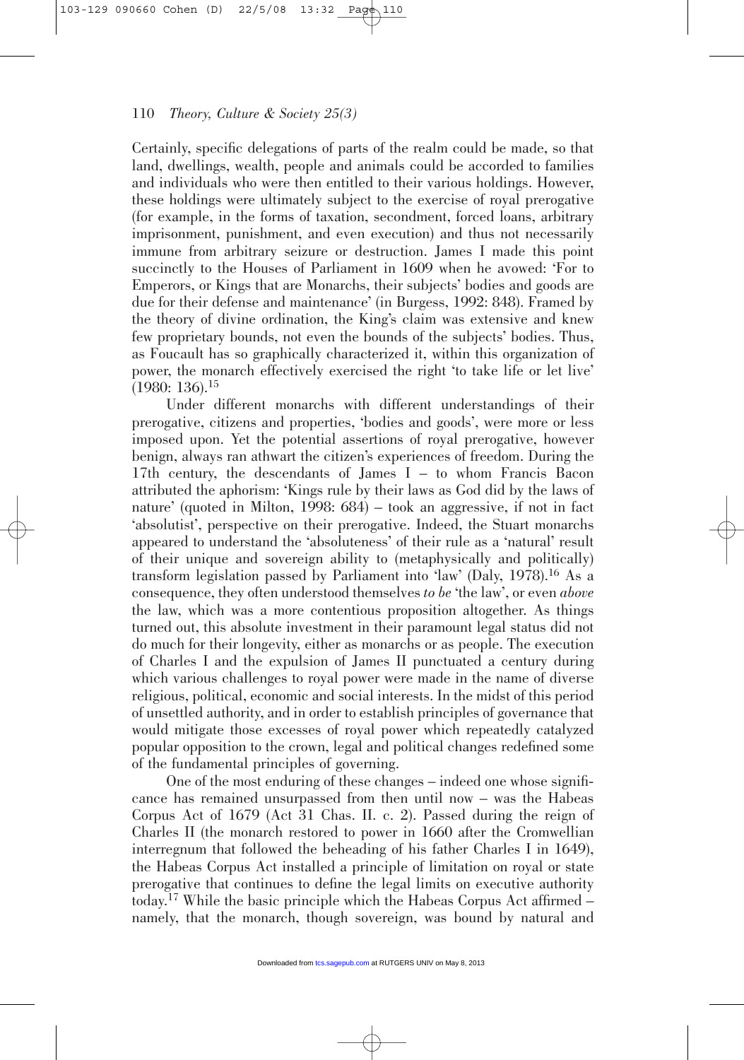Certainly, specific delegations of parts of the realm could be made, so that land, dwellings, wealth, people and animals could be accorded to families and individuals who were then entitled to their various holdings. However, these holdings were ultimately subject to the exercise of royal prerogative (for example, in the forms of taxation, secondment, forced loans, arbitrary imprisonment, punishment, and even execution) and thus not necessarily immune from arbitrary seizure or destruction. James I made this point succinctly to the Houses of Parliament in 1609 when he avowed: 'For to Emperors, or Kings that are Monarchs, their subjects' bodies and goods are due for their defense and maintenance' (in Burgess, 1992: 848). Framed by the theory of divine ordination, the King's claim was extensive and knew few proprietary bounds, not even the bounds of the subjects' bodies. Thus, as Foucault has so graphically characterized it, within this organization of power, the monarch effectively exercised the right 'to take life or let live' (1980: 136).[15]

Under different monarchs with different understandings of their prerogative, citizens and properties, 'bodies and goods', were more or less imposed upon. Yet the potential assertions of royal prerogative, however benign, always ran athwart the citizen's experiences of freedom. During the 17th century, the descendants of James I – to whom Francis Bacon attributed the aphorism: 'Kings rule by their laws as God did by the laws of nature' (quoted in Milton, 1998: 684) – took an aggressive, if not in fact 'absolutist', perspective on their prerogative. Indeed, the Stuart monarchs appeared to understand the 'absoluteness' of their rule as a 'natural' result of their unique and sovereign ability to (metaphysically and politically) transform legislation passed by Parliament into 'law' (Daly, 1978).[16] As a consequence, they often understood themselves *to be* 'the law', or even *above* the law, which was a more contentious proposition altogether. As things turned out, this absolute investment in their paramount legal status did not do much for their longevity, either as monarchs or as people. The execution of Charles I and the expulsion of James II punctuated a century during which various challenges to royal power were made in the name of diverse religious, political, economic and social interests. In the midst of this period of unsettled authority, and in order to establish principles of governance that would mitigate those excesses of royal power which repeatedly catalyzed popular opposition to the crown, legal and political changes redefined some of the fundamental principles of governing.

One of the most enduring of these changes – indeed one whose significance has remained unsurpassed from then until now – was the Habeas Corpus Act of 1679 (Act 31 Chas. II. c. 2). Passed during the reign of Charles II (the monarch restored to power in 1660 after the Cromwellian interregnum that followed the beheading of his father Charles I in 1649), the Habeas Corpus Act installed a principle of limitation on royal or state prerogative that continues to define the legal limits on executive authority today.[17] While the basic principle which the Habeas Corpus Act affirmed – namely, that the monarch, though sovereign, was bound by natural and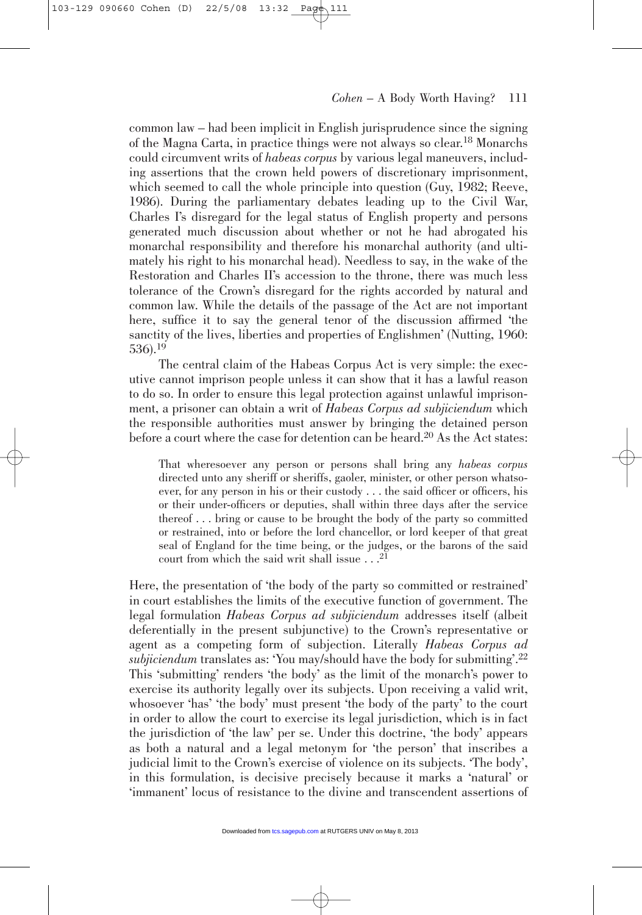common law – had been implicit in English jurisprudence since the signing of the Magna Carta, in practice things were not always so clear.[18] Monarchs could circumvent writs of *habeas corpus* by various legal maneuvers, including assertions that the crown held powers of discretionary imprisonment, which seemed to call the whole principle into question (Guy, 1982; Reeve, 1986). During the parliamentary debates leading up to the Civil War, Charles I's disregard for the legal status of English property and persons generated much discussion about whether or not he had abrogated his monarchal responsibility and therefore his monarchal authority (and ultimately his right to his monarchal head). Needless to say, in the wake of the Restoration and Charles II's accession to the throne, there was much less tolerance of the Crown's disregard for the rights accorded by natural and common law. While the details of the passage of the Act are not important here, suffice it to say the general tenor of the discussion affirmed 'the sanctity of the lives, liberties and properties of Englishmen' (Nutting, 1960: 536).[19]

The central claim of the Habeas Corpus Act is very simple: the executive cannot imprison people unless it can show that it has a lawful reason to do so. In order to ensure this legal protection against unlawful imprisonment, a prisoner can obtain a writ of *Habeas Corpus ad subjiciendum* which the responsible authorities must answer by bringing the detained person before a court where the case for detention can be heard.[20] As the Act states:

> That wheresoever any person or persons shall bring any *habeas corpus* directed unto any sheriff or sheriffs, gaoler, minister, or other person whatsoever, for any person in his or their custody . . . the said officer or officers, his or their under-officers or deputies, shall within three days after the service thereof . . . bring or cause to be brought the body of the party so committed or restrained, into or before the lord chancellor, or lord keeper of that great seal of England for the time being, or the judges, or the barons of the said court from which the said writ shall issue . . .[21]

Here, the presentation of 'the body of the party so committed or restrained' in court establishes the limits of the executive function of government. The legal formulation *Habeas Corpus ad subjiciendum* addresses itself (albeit deferentially in the present subjunctive) to the Crown's representative or agent as a competing form of subjection. Literally *Habeas Corpus ad subjiciendum* translates as: 'You may/should have the body for submitting'.[22] This 'submitting' renders 'the body' as the limit of the monarch's power to exercise its authority legally over its subjects. Upon receiving a valid writ, whosoever 'has' 'the body' must present 'the body of the party' to the court in order to allow the court to exercise its legal jurisdiction, which is in fact the jurisdiction of 'the law' per se. Under this doctrine, 'the body' appears as both a natural and a legal metonym for 'the person' that inscribes a judicial limit to the Crown's exercise of violence on its subjects. 'The body', in this formulation, is decisive precisely because it marks a 'natural' or 'immanent' locus of resistance to the divine and transcendent assertions of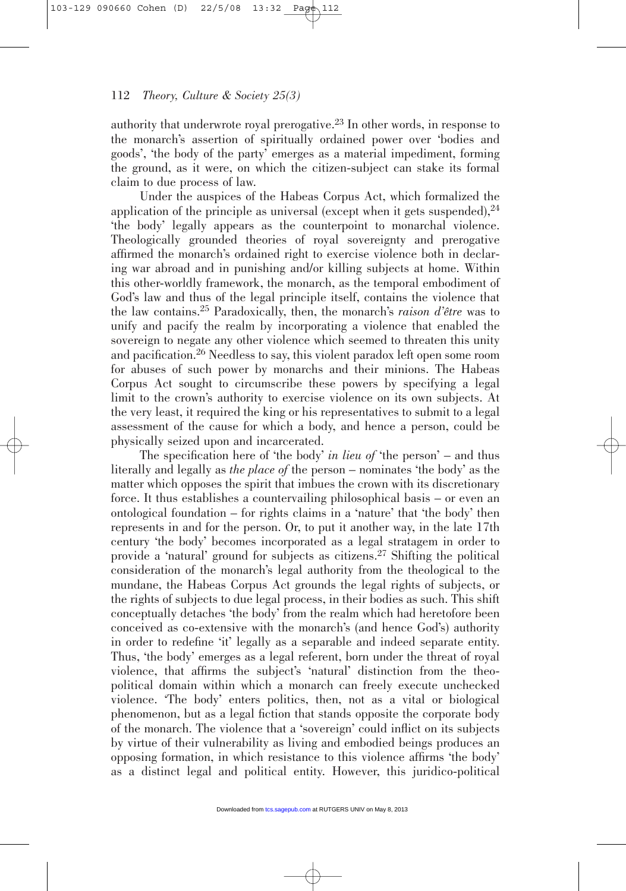authority that underwrote royal prerogative.[23] In other words, in response to the monarch's assertion of spiritually ordained power over 'bodies and goods', 'the body of the party' emerges as a material impediment, forming the ground, as it were, on which the citizen-subject can stake its formal claim to due process of law.

Under the auspices of the Habeas Corpus Act, which formalized the application of the principle as universal (except when it gets suspended),[24] 'the body' legally appears as the counterpoint to monarchal violence. Theologically grounded theories of royal sovereignty and prerogative affirmed the monarch's ordained right to exercise violence both in declaring war abroad and in punishing and/or killing subjects at home. Within this other-worldly framework, the monarch, as the temporal embodiment of God's law and thus of the legal principle itself, contains the violence that the law contains.[25] Paradoxically, then, the monarch's *raison d'être* was to unify and pacify the realm by incorporating a violence that enabled the sovereign to negate any other violence which seemed to threaten this unity and pacification.[26] Needless to say, this violent paradox left open some room for abuses of such power by monarchs and their minions. The Habeas Corpus Act sought to circumscribe these powers by specifying a legal limit to the crown's authority to exercise violence on its own subjects. At the very least, it required the king or his representatives to submit to a legal assessment of the cause for which a body, and hence a person, could be physically seized upon and incarcerated.

The specification here of 'the body' *in lieu of* 'the person' – and thus literally and legally as *the place of* the person – nominates 'the body' as the matter which opposes the spirit that imbues the crown with its discretionary force. It thus establishes a countervailing philosophical basis – or even an ontological foundation – for rights claims in a 'nature' that 'the body' then represents in and for the person. Or, to put it another way, in the late 17th century 'the body' becomes incorporated as a legal stratagem in order to provide a 'natural' ground for subjects as citizens.[27] Shifting the political consideration of the monarch's legal authority from the theological to the mundane, the Habeas Corpus Act grounds the legal rights of subjects, or the rights of subjects to due legal process, in their bodies as such. This shift conceptually detaches 'the body' from the realm which had heretofore been conceived as co-extensive with the monarch's (and hence God's) authority in order to redefine 'it' legally as a separable and indeed separate entity. Thus, 'the body' emerges as a legal referent, born under the threat of royal violence, that affirms the subject's 'natural' distinction from the theo-political domain within which a monarch can freely execute unchecked violence. 'The body' enters politics, then, not as a vital or biological phenomenon, but as a legal fiction that stands opposite the corporate body of the monarch. The violence that a 'sovereign' could inflict on its subjects by virtue of their vulnerability as living and embodied beings produces an opposing formation, in which resistance to this violence affirms 'the body' as a distinct legal and political entity. However, this juridico-political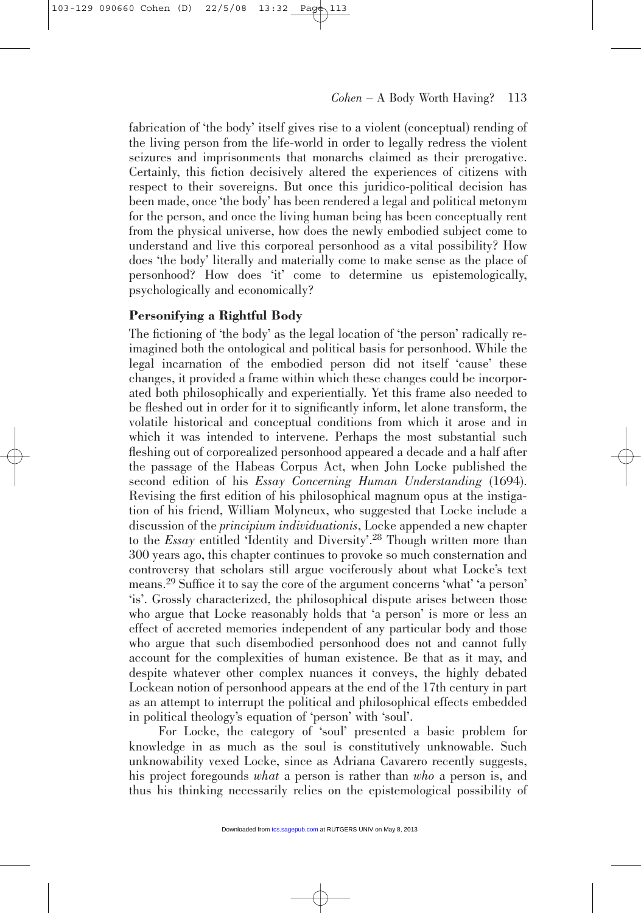fabrication of 'the body' itself gives rise to a violent (conceptual) rending of the living person from the life-world in order to legally redress the violent seizures and imprisonments that monarchs claimed as their prerogative. Certainly, this fiction decisively altered the experiences of citizens with respect to their sovereigns. But once this juridico-political decision has been made, once 'the body' has been rendered a legal and political metonym for the person, and once the living human being has been conceptually rent from the physical universe, how does the newly embodied subject come to understand and live this corporeal personhood as a vital possibility? How does 'the body' literally and materially come to make sense as the place of personhood? How does 'it' come to determine us epistemologically, psychologically and economically?

## Personifying a Rightful Body

The fictioning of 'the body' as the legal location of 'the person' radically re-imagined both the ontological and political basis for personhood. While the legal incarnation of the embodied person did not itself 'cause' these changes, it provided a frame within which these changes could be incorporated both philosophically and experientially. Yet this frame also needed to be fleshed out in order for it to significantly inform, let alone transform, the volatile historical and conceptual conditions from which it arose and in which it was intended to intervene. Perhaps the most substantial such fleshing out of corporealized personhood appeared a decade and a half after the passage of the Habeas Corpus Act, when John Locke published the second edition of his *Essay Concerning Human Understanding* (1694). Revising the first edition of his philosophical magnum opus at the instigation of his friend, William Molyneux, who suggested that Locke include a discussion of the *principium individuationis*, Locke appended a new chapter to the *Essay* entitled 'Identity and Diversity'.[28] Though written more than 300 years ago, this chapter continues to provoke so much consternation and controversy that scholars still argue vociferously about what Locke's text means.[29] Suffice it to say the core of the argument concerns 'what' 'a person' 'is'. Grossly characterized, the philosophical dispute arises between those who argue that Locke reasonably holds that 'a person' is more or less an effect of accreted memories independent of any particular body and those who argue that such disembodied personhood does not and cannot fully account for the complexities of human existence. Be that as it may, and despite whatever other complex nuances it conveys, the highly debated Lockean notion of personhood appears at the end of the 17th century in part as an attempt to interrupt the political and philosophical effects embedded in political theology's equation of 'person' with 'soul'.

For Locke, the category of 'soul' presented a basic problem for knowledge in as much as the soul is constitutively unknowable. Such unknowability vexed Locke, since as Adriana Cavarero recently suggests, his project foregounds *what* a person is rather than *who* a person is, and thus his thinking necessarily relies on the epistemological possibility of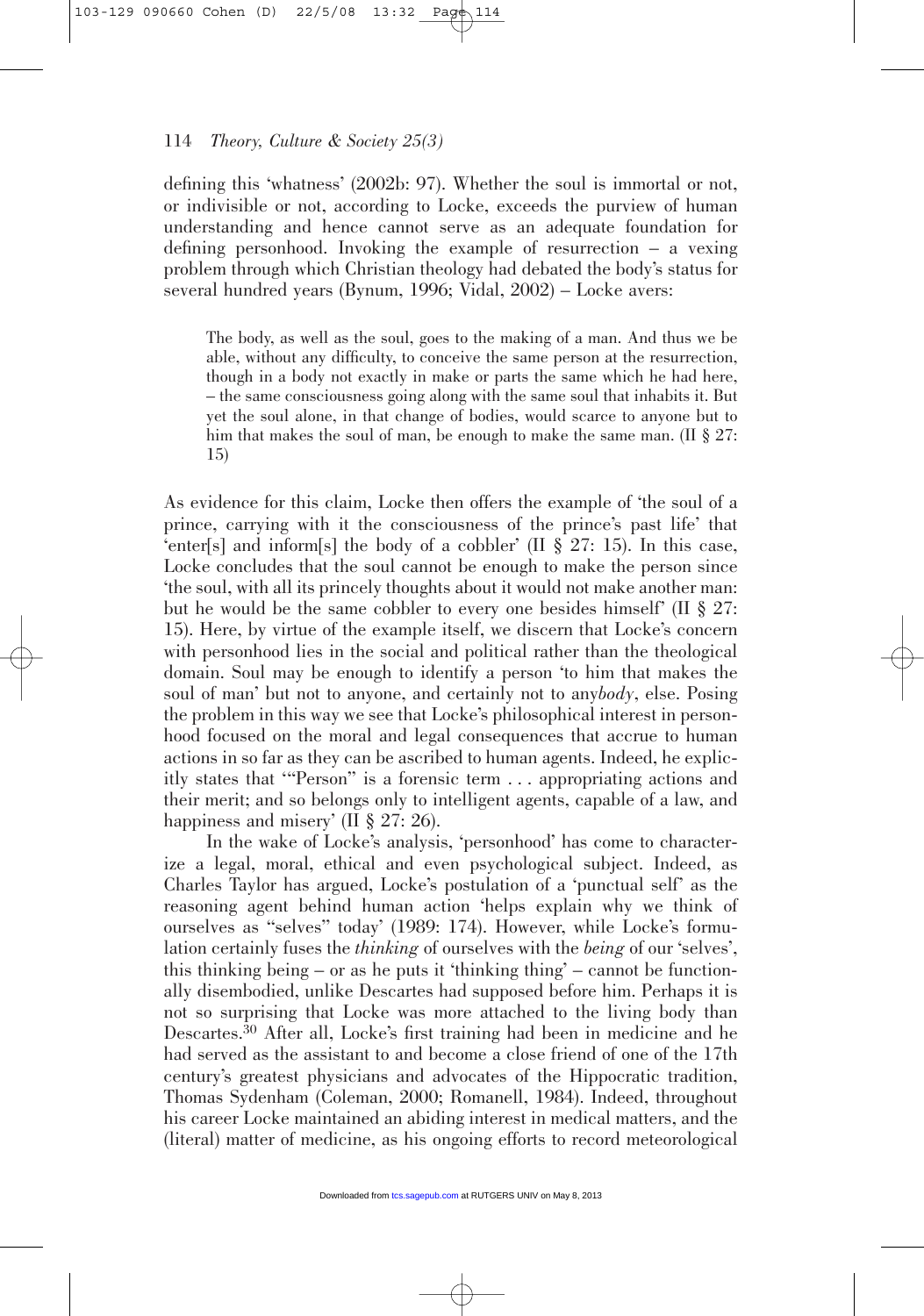defining this 'whatness' (2002b: 97). Whether the soul is immortal or not, or indivisible or not, according to Locke, exceeds the purview of human understanding and hence cannot serve as an adequate foundation for defining personhood. Invoking the example of resurrection – a vexing problem through which Christian theology had debated the body's status for several hundred years (Bynum, 1996; Vidal, 2002) – Locke avers:

> The body, as well as the soul, goes to the making of a man. And thus we be able, without any difficulty, to conceive the same person at the resurrection, though in a body not exactly in make or parts the same which he had here, – the same consciousness going along with the same soul that inhabits it. But yet the soul alone, in that change of bodies, would scarce to anyone but to him that makes the soul of man, be enough to make the same man. (II § 27: 15)

As evidence for this claim, Locke then offers the example of 'the soul of a prince, carrying with it the consciousness of the prince's past life' that 'enter[s] and inform[s] the body of a cobbler' (II § 27: 15). In this case, Locke concludes that the soul cannot be enough to make the person since 'the soul, with all its princely thoughts about it would not make another man: but he would be the same cobbler to every one besides himself' (II § 27: 15). Here, by virtue of the example itself, we discern that Locke's concern with personhood lies in the social and political rather than the theological domain. Soul may be enough to identify a person 'to him that makes the soul of man' but not to anyone, and certainly not to any*body*, else. Posing the problem in this way we see that Locke's philosophical interest in personhood focused on the moral and legal consequences that accrue to human actions in so far as they can be ascribed to human agents. Indeed, he explicitly states that '"Person" is a forensic term . . . appropriating actions and their merit; and so belongs only to intelligent agents, capable of a law, and happiness and misery' (II § 27: 26).

In the wake of Locke's analysis, 'personhood' has come to characterize a legal, moral, ethical and even psychological subject. Indeed, as Charles Taylor has argued, Locke's postulation of a 'punctual self' as the reasoning agent behind human action 'helps explain why we think of ourselves as "selves" today' (1989: 174). However, while Locke's formulation certainly fuses the *thinking* of ourselves with the *being* of our 'selves', this thinking being – or as he puts it 'thinking thing' – cannot be functionally disembodied, unlike Descartes had supposed before him. Perhaps it is not so surprising that Locke was more attached to the living body than Descartes.[30] After all, Locke's first training had been in medicine and he had served as the assistant to and become a close friend of one of the 17th century's greatest physicians and advocates of the Hippocratic tradition, Thomas Sydenham (Coleman, 2000; Romanell, 1984). Indeed, throughout his career Locke maintained an abiding interest in medical matters, and the (literal) matter of medicine, as his ongoing efforts to record meteorological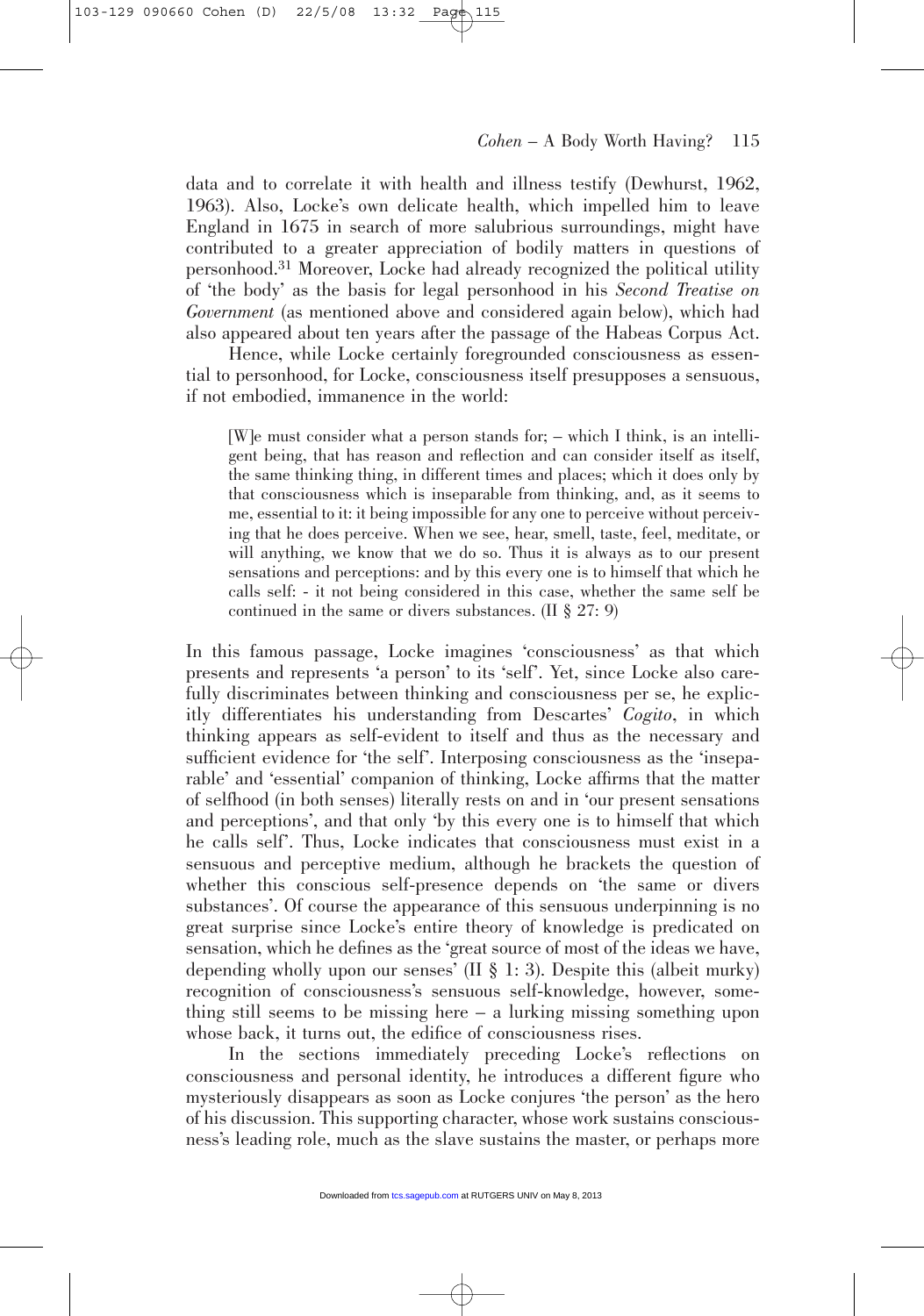data and to correlate it with health and illness testify (Dewhurst, 1962, 1963). Also, Locke's own delicate health, which impelled him to leave England in 1675 in search of more salubrious surroundings, might have contributed to a greater appreciation of bodily matters in questions of personhood.[31] Moreover, Locke had already recognized the political utility of 'the body' as the basis for legal personhood in his *Second Treatise on Government* (as mentioned above and considered again below), which had also appeared about ten years after the passage of the Habeas Corpus Act.

Hence, while Locke certainly foregrounded consciousness as essential to personhood, for Locke, consciousness itself presupposes a sensuous, if not embodied, immanence in the world:

> [W]e must consider what a person stands for; – which I think, is an intelligent being, that has reason and reflection and can consider itself as itself, the same thinking thing, in different times and places; which it does only by that consciousness which is inseparable from thinking, and, as it seems to me, essential to it: it being impossible for any one to perceive without perceiving that he does perceive. When we see, hear, smell, taste, feel, meditate, or will anything, we know that we do so. Thus it is always as to our present sensations and perceptions: and by this every one is to himself that which he calls self: - it not being considered in this case, whether the same self be continued in the same or divers substances. (II § 27: 9)

In this famous passage, Locke imagines 'consciousness' as that which presents and represents 'a person' to its 'self'. Yet, since Locke also carefully discriminates between thinking and consciousness per se, he explicitly differentiates his understanding from Descartes' *Cogito*, in which thinking appears as self-evident to itself and thus as the necessary and sufficient evidence for 'the self'. Interposing consciousness as the 'inseparable' and 'essential' companion of thinking, Locke affirms that the matter of selfhood (in both senses) literally rests on and in 'our present sensations and perceptions', and that only 'by this every one is to himself that which he calls self'. Thus, Locke indicates that consciousness must exist in a sensuous and perceptive medium, although he brackets the question of whether this conscious self-presence depends on 'the same or divers substances'. Of course the appearance of this sensuous underpinning is no great surprise since Locke's entire theory of knowledge is predicated on sensation, which he defines as the 'great source of most of the ideas we have, depending wholly upon our senses' (II § 1: 3). Despite this (albeit murky) recognition of consciousness's sensuous self-knowledge, however, something still seems to be missing here – a lurking missing something upon whose back, it turns out, the edifice of consciousness rises.

In the sections immediately preceding Locke's reflections on consciousness and personal identity, he introduces a different figure who mysteriously disappears as soon as Locke conjures 'the person' as the hero of his discussion. This supporting character, whose work sustains consciousness's leading role, much as the slave sustains the master, or perhaps more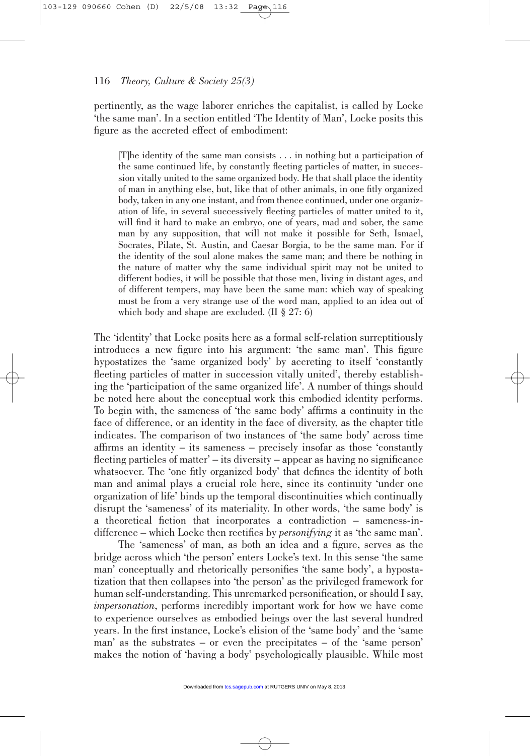pertinently, as the wage laborer enriches the capitalist, is called by Locke 'the same man'. In a section entitled 'The Identity of Man', Locke posits this figure as the accreted effect of embodiment:

> [T]he identity of the same man consists . . . in nothing but a participation of the same continued life, by constantly fleeting particles of matter, in succession vitally united to the same organized body. He that shall place the identity of man in anything else, but, like that of other animals, in one fitly organized body, taken in any one instant, and from thence continued, under one organization of life, in several successively fleeting particles of matter united to it, will find it hard to make an embryo, one of years, mad and sober, the same man by any supposition, that will not make it possible for Seth, Ismael, Socrates, Pilate, St. Austin, and Caesar Borgia, to be the same man. For if the identity of the soul alone makes the same man; and there be nothing in the nature of matter why the same individual spirit may not be united to different bodies, it will be possible that those men, living in distant ages, and of different tempers, may have been the same man: which way of speaking must be from a very strange use of the word man, applied to an idea out of which body and shape are excluded. (II § 27: 6)

The 'identity' that Locke posits here as a formal self-relation surreptitiously introduces a new figure into his argument: 'the same man'. This figure hypostatizes the 'same organized body' by accreting to itself 'constantly fleeting particles of matter in succession vitally united', thereby establishing the 'participation of the same organized life'. A number of things should be noted here about the conceptual work this embodied identity performs. To begin with, the sameness of 'the same body' affirms a continuity in the face of difference, or an identity in the face of diversity, as the chapter title indicates. The comparison of two instances of 'the same body' across time affirms an identity – its sameness – precisely insofar as those 'constantly fleeting particles of matter' – its diversity – appear as having no significance whatsoever. The 'one fitly organized body' that defines the identity of both man and animal plays a crucial role here, since its continuity 'under one organization of life' binds up the temporal discontinuities which continually disrupt the 'sameness' of its materiality. In other words, 'the same body' is a theoretical fiction that incorporates a contradiction – sameness-in-difference – which Locke then rectifies by *personifying* it as 'the same man'.

The 'sameness' of man, as both an idea and a figure, serves as the bridge across which 'the person' enters Locke's text. In this sense 'the same man' conceptually and rhetorically personifies 'the same body', a hypostatization that then collapses into 'the person' as the privileged framework for human self-understanding. This unremarked personification, or should I say, *impersonation*, performs incredibly important work for how we have come to experience ourselves as embodied beings over the last several hundred years. In the first instance, Locke's elision of the 'same body' and the 'same man' as the substrates – or even the precipitates – of the 'same person' makes the notion of 'having a body' psychologically plausible. While most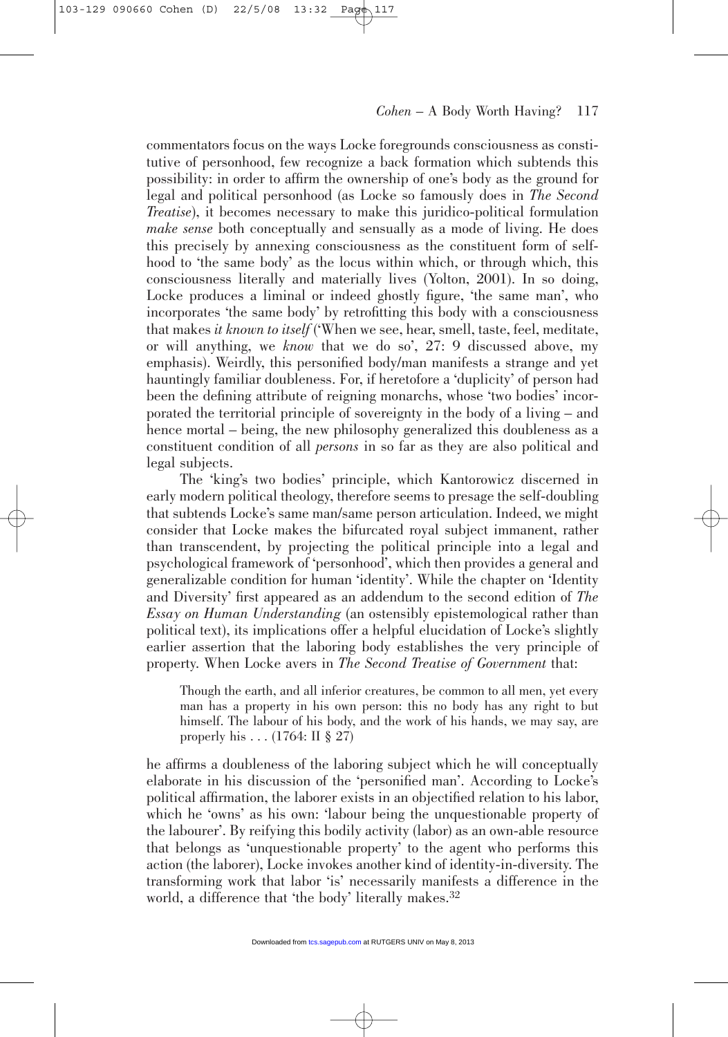commentators focus on the ways Locke foregrounds consciousness as constitutive of personhood, few recognize a back formation which subtends this possibility: in order to affirm the ownership of one's body as the ground for legal and political personhood (as Locke so famously does in *The Second Treatise*), it becomes necessary to make this juridico-political formulation *make sense* both conceptually and sensually as a mode of living. He does this precisely by annexing consciousness as the constituent form of selfhood to 'the same body' as the locus within which, or through which, this consciousness literally and materially lives (Yolton, 2001). In so doing, Locke produces a liminal or indeed ghostly figure, 'the same man', who incorporates 'the same body' by retrofitting this body with a consciousness that makes *it known to itself* ('When we see, hear, smell, taste, feel, meditate, or will anything, we *know* that we do so', 27: 9 discussed above, my emphasis). Weirdly, this personified body/man manifests a strange and yet hauntingly familiar doubleness. For, if heretofore a 'duplicity' of person had been the defining attribute of reigning monarchs, whose 'two bodies' incorporated the territorial principle of sovereignty in the body of a living – and hence mortal – being, the new philosophy generalized this doubleness as a constituent condition of all *persons* in so far as they are also political and legal subjects.

The 'king's two bodies' principle, which Kantorowicz discerned in early modern political theology, therefore seems to presage the self-doubling that subtends Locke's same man/same person articulation. Indeed, we might consider that Locke makes the bifurcated royal subject immanent, rather than transcendent, by projecting the political principle into a legal and psychological framework of 'personhood', which then provides a general and generalizable condition for human 'identity'. While the chapter on 'Identity and Diversity' first appeared as an addendum to the second edition of *The Essay on Human Understanding* (an ostensibly epistemological rather than political text), its implications offer a helpful elucidation of Locke's slightly earlier assertion that the laboring body establishes the very principle of property. When Locke avers in *The Second Treatise of Government* that:

> Though the earth, and all inferior creatures, be common to all men, yet every man has a property in his own person: this no body has any right to but himself. The labour of his body, and the work of his hands, we may say, are properly his . . . (1764: II § 27)

he affirms a doubleness of the laboring subject which he will conceptually elaborate in his discussion of the 'personified man'. According to Locke's political affirmation, the laborer exists in an objectified relation to his labor, which he 'owns' as his own: 'labour being the unquestionable property of the labourer'. By reifying this bodily activity (labor) as an own-able resource that belongs as 'unquestionable property' to the agent who performs this action (the laborer), Locke invokes another kind of identity-in-diversity. The transforming work that labor 'is' necessarily manifests a difference in the world, a difference that 'the body' literally makes.[32]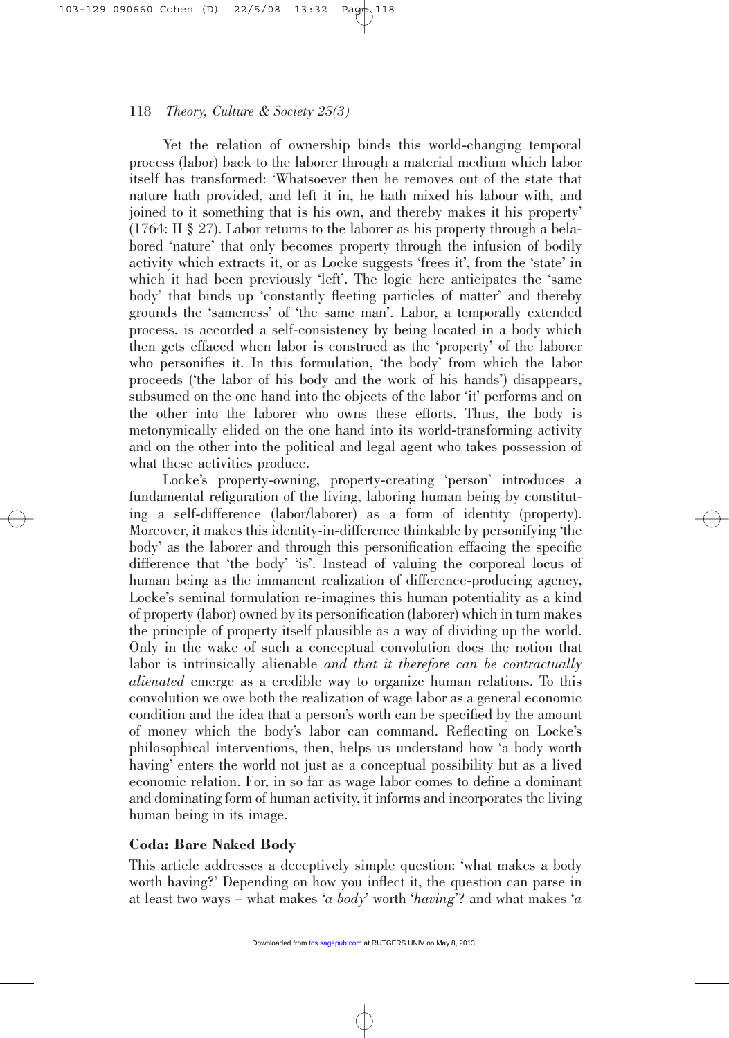Yet the relation of ownership binds this world-changing temporal process (labor) back to the laborer through a material medium which labor itself has transformed: 'Whatsoever then he removes out of the state that nature hath provided, and left it in, he hath mixed his labour with, and joined to it something that is his own, and thereby makes it his property' (1764: II § 27). Labor returns to the laborer as his property through a belabored 'nature' that only becomes property through the infusion of bodily activity which extracts it, or as Locke suggests 'frees it', from the 'state' in which it had been previously 'left'. The logic here anticipates the 'same body' that binds up 'constantly fleeting particles of matter' and thereby grounds the 'sameness' of 'the same man'. Labor, a temporally extended process, is accorded a self-consistency by being located in a body which then gets effaced when labor is construed as the 'property' of the laborer who personifies it. In this formulation, 'the body' from which the labor proceeds ('the labor of his body and the work of his hands') disappears, subsumed on the one hand into the objects of the labor 'it' performs and on the other into the laborer who owns these efforts. Thus, the body is metonymically elided on the one hand into its world-transforming activity and on the other into the political and legal agent who takes possession of what these activities produce.

Locke's property-owning, property-creating 'person' introduces a fundamental refiguration of the living, laboring human being by constituting a self-difference (labor/laborer) as a form of identity (property). Moreover, it makes this identity-in-difference thinkable by personifying 'the body' as the laborer and through this personification effacing the specific difference that 'the body' 'is'. Instead of valuing the corporeal locus of human being as the immanent realization of difference-producing agency, Locke's seminal formulation re-imagines this human potentiality as a kind of property (labor) owned by its personification (laborer) which in turn makes the principle of property itself plausible as a way of dividing up the world. Only in the wake of such a conceptual convolution does the notion that labor is intrinsically alienable *and that it therefore can be contractually alienated* emerge as a credible way to organize human relations. To this convolution we owe both the realization of wage labor as a general economic condition and the idea that a person's worth can be specified by the amount of money which the body's labor can command. Reflecting on Locke's philosophical interventions, then, helps us understand how 'a body worth having' enters the world not just as a conceptual possibility but as a lived economic relation. For, in so far as wage labor comes to define a dominant and dominating form of human activity, it informs and incorporates the living human being in its image.

## Coda: Bare Naked Body

This article addresses a deceptively simple question: 'what makes a body worth having?' Depending on how you inflect it, the question can parse in at least two ways – what makes '*a body*' worth '*having*'? and what makes '*a*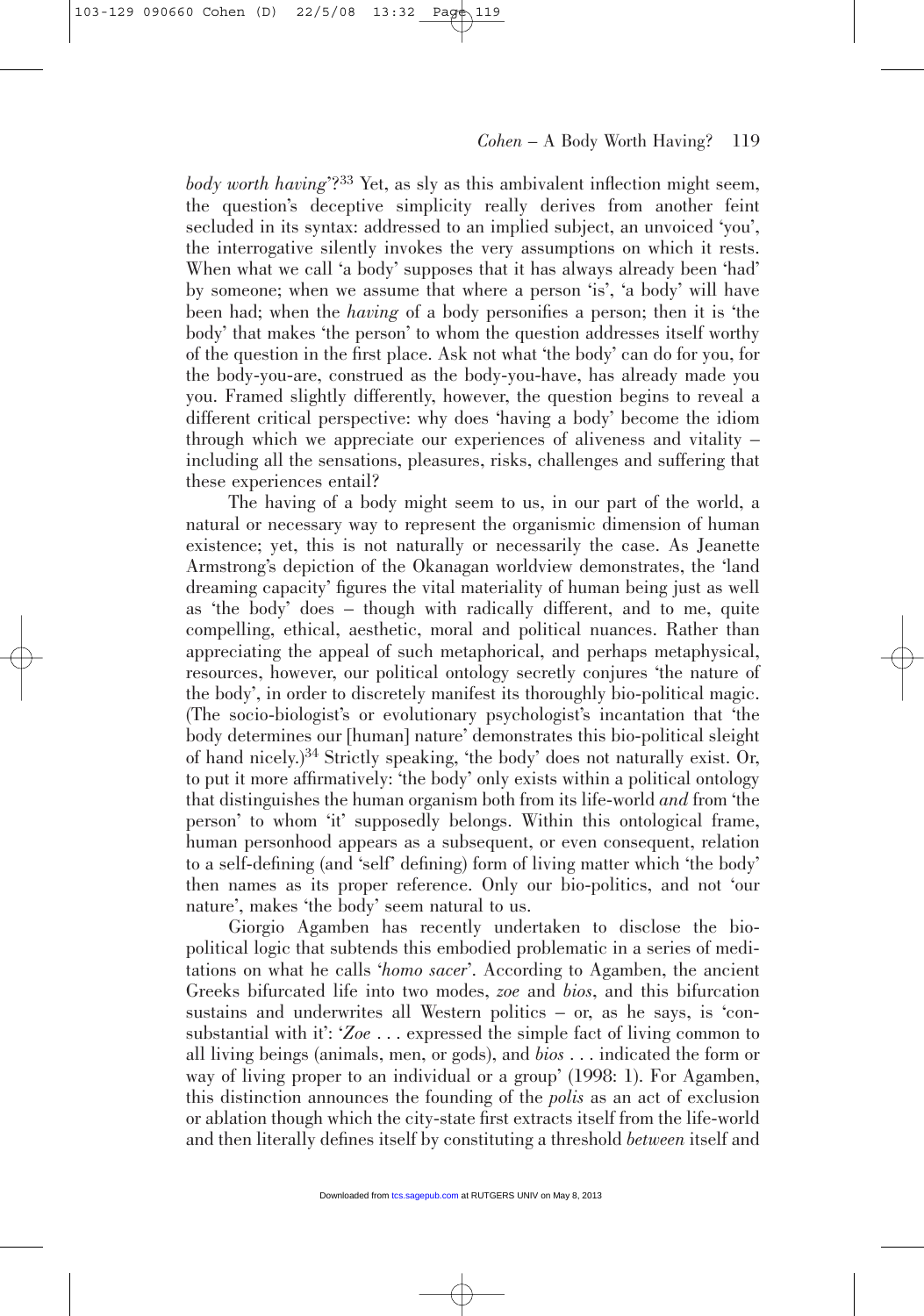*body worth having*'?[33] Yet, as sly as this ambivalent inflection might seem, the question's deceptive simplicity really derives from another feint secluded in its syntax: addressed to an implied subject, an unvoiced 'you', the interrogative silently invokes the very assumptions on which it rests. When what we call 'a body' supposes that it has always already been 'had' by someone; when we assume that where a person 'is', 'a body' will have been had; when the *having* of a body personifies a person; then it is 'the body' that makes 'the person' to whom the question addresses itself worthy of the question in the first place. Ask not what 'the body' can do for you, for the body-you-are, construed as the body-you-have, has already made you you. Framed slightly differently, however, the question begins to reveal a different critical perspective: why does 'having a body' become the idiom through which we appreciate our experiences of aliveness and vitality – including all the sensations, pleasures, risks, challenges and suffering that these experiences entail?

The having of a body might seem to us, in our part of the world, a natural or necessary way to represent the organismic dimension of human existence; yet, this is not naturally or necessarily the case. As Jeanette Armstrong's depiction of the Okanagan worldview demonstrates, the 'land dreaming capacity' figures the vital materiality of human being just as well as 'the body' does – though with radically different, and to me, quite compelling, ethical, aesthetic, moral and political nuances. Rather than appreciating the appeal of such metaphorical, and perhaps metaphysical, resources, however, our political ontology secretly conjures 'the nature of the body', in order to discretely manifest its thoroughly bio-political magic. (The socio-biologist's or evolutionary psychologist's incantation that 'the body determines our [human] nature' demonstrates this bio-political sleight of hand nicely.)[34] Strictly speaking, 'the body' does not naturally exist. Or, to put it more affirmatively: 'the body' only exists within a political ontology that distinguishes the human organism both from its life-world *and* from 'the person' to whom 'it' supposedly belongs. Within this ontological frame, human personhood appears as a subsequent, or even consequent, relation to a self-defining (and 'self' defining) form of living matter which 'the body' then names as its proper reference. Only our bio-politics, and not 'our nature', makes 'the body' seem natural to us.

Giorgio Agamben has recently undertaken to disclose the bio-political logic that subtends this embodied problematic in a series of meditations on what he calls '*homo sacer*'. According to Agamben, the ancient Greeks bifurcated life into two modes, *zoe* and *bios*, and this bifurcation sustains and underwrites all Western politics – or, as he says, is 'consubstantial with it': '*Zoe* . . . expressed the simple fact of living common to all living beings (animals, men, or gods), and *bios* . . . indicated the form or way of living proper to an individual or a group' (1998: 1). For Agamben, this distinction announces the founding of the *polis* as an act of exclusion or ablation though which the city-state first extracts itself from the life-world and then literally defines itself by constituting a threshold *between* itself and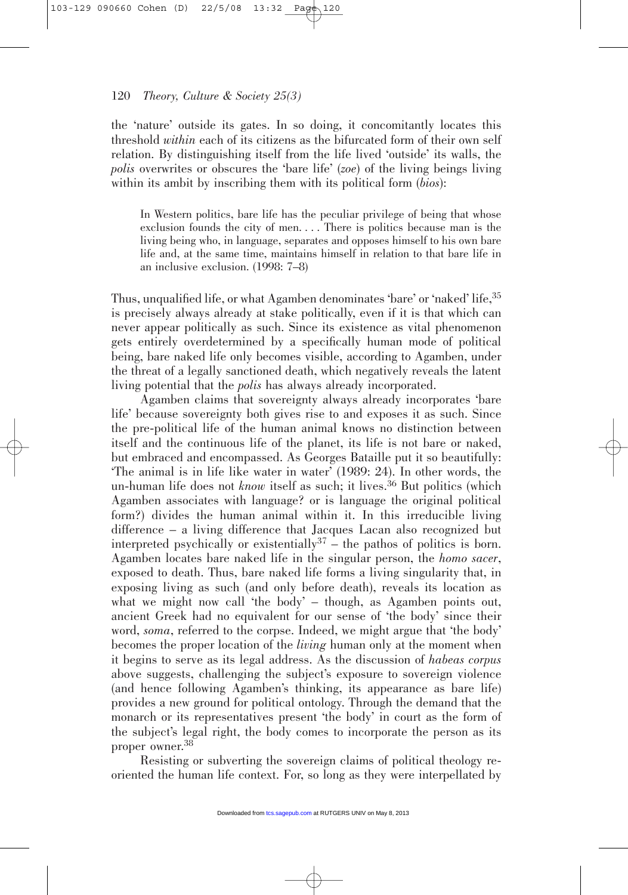the 'nature' outside its gates. In so doing, it concomitantly locates this threshold *within* each of its citizens as the bifurcated form of their own self relation. By distinguishing itself from the life lived 'outside' its walls, the *polis* overwrites or obscures the 'bare life' (*zoe*) of the living beings living within its ambit by inscribing them with its political form (*bios*):

> In Western politics, bare life has the peculiar privilege of being that whose exclusion founds the city of men. . . . There is politics because man is the living being who, in language, separates and opposes himself to his own bare life and, at the same time, maintains himself in relation to that bare life in an inclusive exclusion. (1998: 7–8)

Thus, unqualified life, or what Agamben denominates 'bare' or 'naked' life,[35] is precisely always already at stake politically, even if it is that which can never appear politically as such. Since its existence as vital phenomenon gets entirely overdetermined by a specifically human mode of political being, bare naked life only becomes visible, according to Agamben, under the threat of a legally sanctioned death, which negatively reveals the latent living potential that the *polis* has always already incorporated.

Agamben claims that sovereignty always already incorporates 'bare life' because sovereignty both gives rise to and exposes it as such. Since the pre-political life of the human animal knows no distinction between itself and the continuous life of the planet, its life is not bare or naked, but embraced and encompassed. As Georges Bataille put it so beautifully: 'The animal is in life like water in water' (1989: 24). In other words, the un-human life does not *know* itself as such; it lives.[36] But politics (which Agamben associates with language? or is language the original political form?) divides the human animal within it. In this irreducible living difference – a living difference that Jacques Lacan also recognized but interpreted psychically or existentially[37] – the pathos of politics is born. Agamben locates bare naked life in the singular person, the *homo sacer*, exposed to death. Thus, bare naked life forms a living singularity that, in exposing living as such (and only before death), reveals its location as what we might now call 'the body' – though, as Agamben points out, ancient Greek had no equivalent for our sense of 'the body' since their word, *soma*, referred to the corpse. Indeed, we might argue that 'the body' becomes the proper location of the *living* human only at the moment when it begins to serve as its legal address. As the discussion of *habeas corpus* above suggests, challenging the subject's exposure to sovereign violence (and hence following Agamben's thinking, its appearance as bare life) provides a new ground for political ontology. Through the demand that the monarch or its representatives present 'the body' in court as the form of the subject's legal right, the body comes to incorporate the person as its proper owner.[38]

Resisting or subverting the sovereign claims of political theology re-oriented the human life context. For, so long as they were interpellated by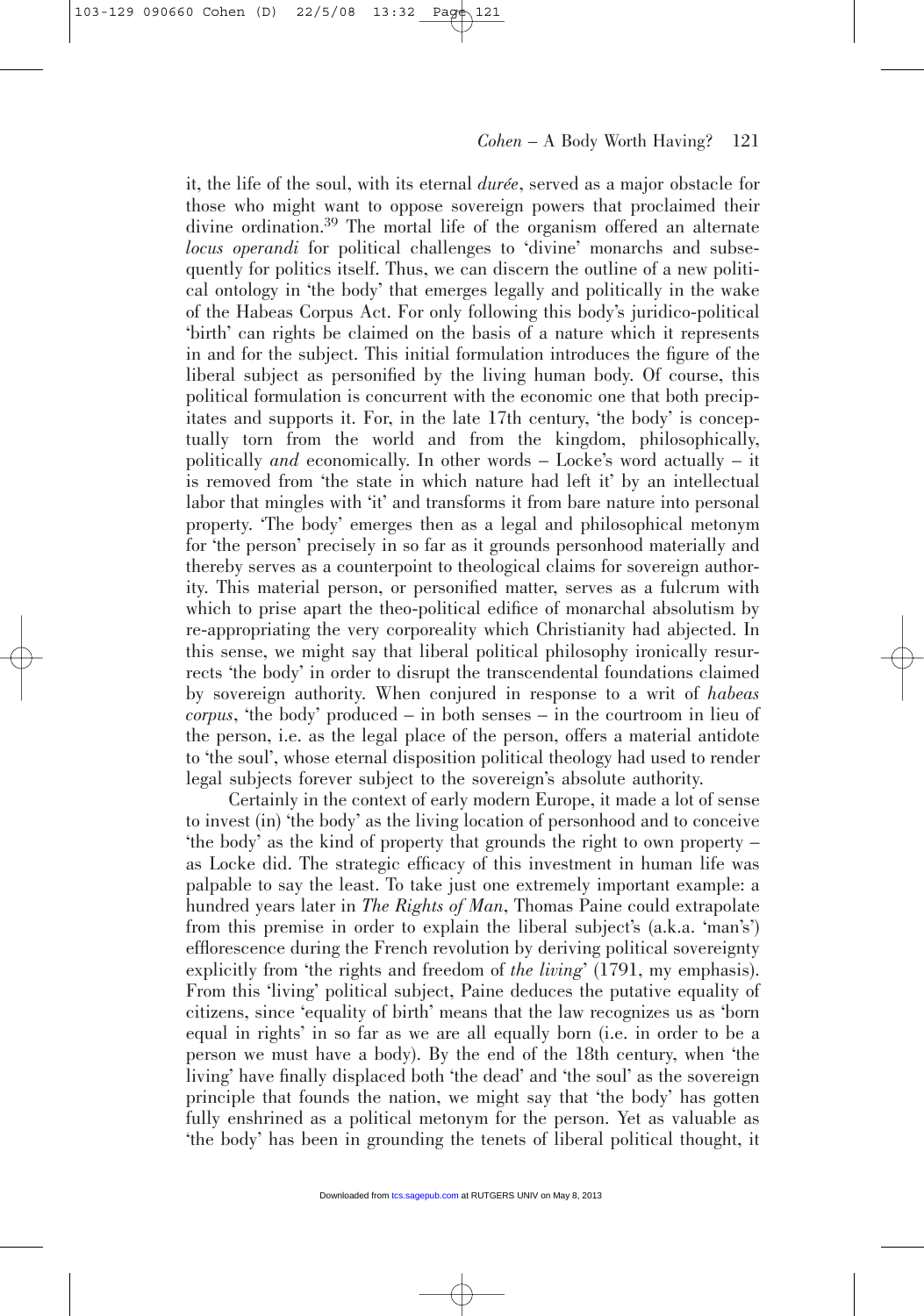it, the life of the soul, with its eternal *durée*, served as a major obstacle for those who might want to oppose sovereign powers that proclaimed their divine ordination.[39] The mortal life of the organism offered an alternate *locus operandi* for political challenges to 'divine' monarchs and subsequently for politics itself. Thus, we can discern the outline of a new political ontology in 'the body' that emerges legally and politically in the wake of the Habeas Corpus Act. For only following this body's juridico-political 'birth' can rights be claimed on the basis of a nature which it represents in and for the subject. This initial formulation introduces the figure of the liberal subject as personified by the living human body. Of course, this political formulation is concurrent with the economic one that both precipitates and supports it. For, in the late 17th century, 'the body' is conceptually torn from the world and from the kingdom, philosophically, politically *and* economically. In other words – Locke's word actually – it is removed from 'the state in which nature had left it' by an intellectual labor that mingles with 'it' and transforms it from bare nature into personal property. 'The body' emerges then as a legal and philosophical metonym for 'the person' precisely in so far as it grounds personhood materially and thereby serves as a counterpoint to theological claims for sovereign authority. This material person, or personified matter, serves as a fulcrum with which to prise apart the theo-political edifice of monarchal absolutism by re-appropriating the very corporeality which Christianity had abjected. In this sense, we might say that liberal political philosophy ironically resurrects 'the body' in order to disrupt the transcendental foundations claimed by sovereign authority. When conjured in response to a writ of *habeas corpus*, 'the body' produced – in both senses – in the courtroom in lieu of the person, i.e. as the legal place of the person, offers a material antidote to 'the soul', whose eternal disposition political theology had used to render legal subjects forever subject to the sovereign's absolute authority.

Certainly in the context of early modern Europe, it made a lot of sense to invest (in) 'the body' as the living location of personhood and to conceive 'the body' as the kind of property that grounds the right to own property – as Locke did. The strategic efficacy of this investment in human life was palpable to say the least. To take just one extremely important example: a hundred years later in *The Rights of Man*, Thomas Paine could extrapolate from this premise in order to explain the liberal subject's (a.k.a. 'man's') efflorescence during the French revolution by deriving political sovereignty explicitly from 'the rights and freedom of *the living*' (1791, my emphasis). From this 'living' political subject, Paine deduces the putative equality of citizens, since 'equality of birth' means that the law recognizes us as 'born equal in rights' in so far as we are all equally born (i.e. in order to be a person we must have a body). By the end of the 18th century, when 'the living' have finally displaced both 'the dead' and 'the soul' as the sovereign principle that founds the nation, we might say that 'the body' has gotten fully enshrined as a political metonym for the person. Yet as valuable as 'the body' has been in grounding the tenets of liberal political thought, it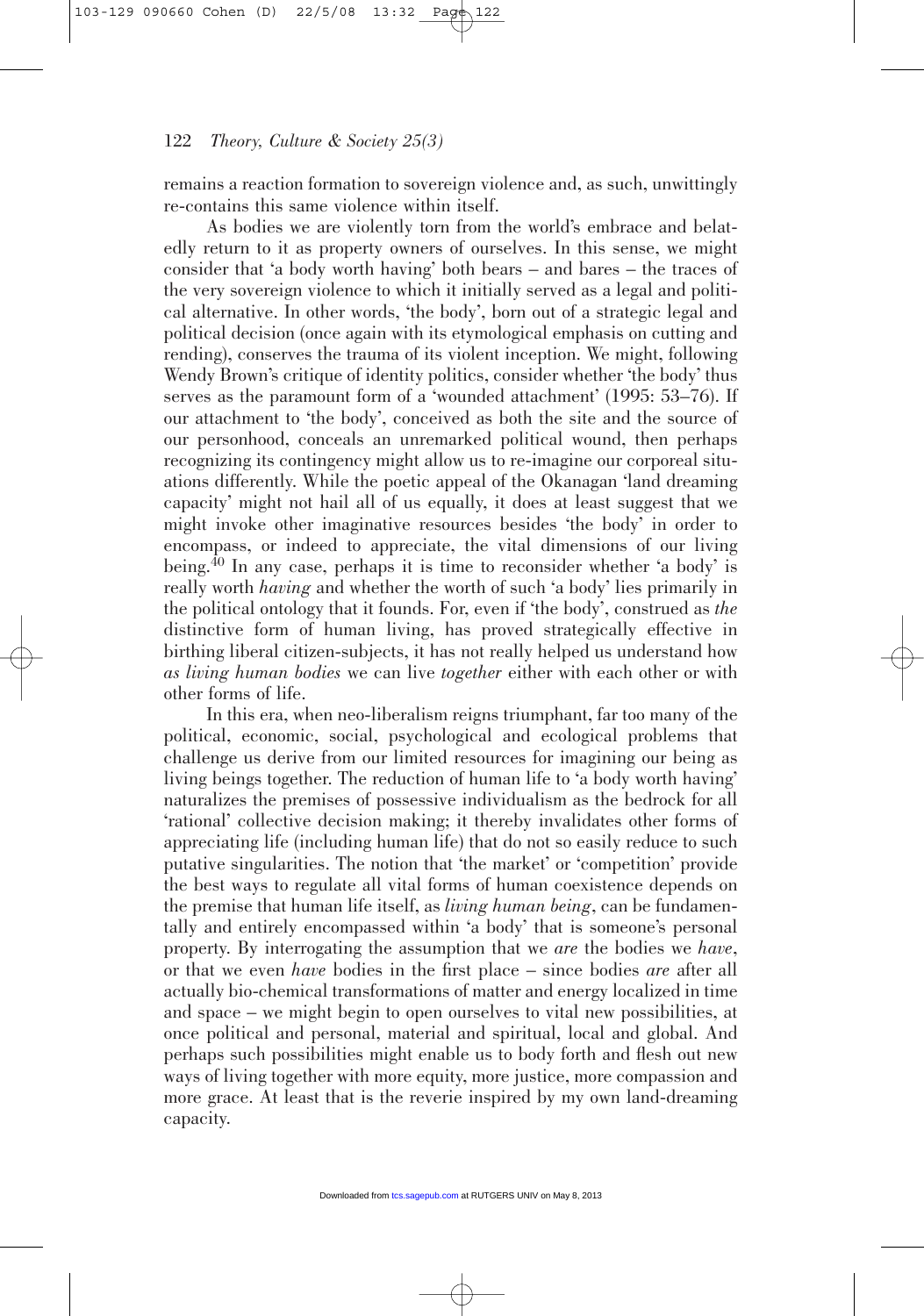remains a reaction formation to sovereign violence and, as such, unwittingly re-contains this same violence within itself.

As bodies we are violently torn from the world's embrace and belatedly return to it as property owners of ourselves. In this sense, we might consider that 'a body worth having' both bears – and bares – the traces of the very sovereign violence to which it initially served as a legal and political alternative. In other words, 'the body', born out of a strategic legal and political decision (once again with its etymological emphasis on cutting and rending), conserves the trauma of its violent inception. We might, following Wendy Brown's critique of identity politics, consider whether 'the body' thus serves as the paramount form of a 'wounded attachment' (1995: 53–76). If our attachment to 'the body', conceived as both the site and the source of our personhood, conceals an unremarked political wound, then perhaps recognizing its contingency might allow us to re-imagine our corporeal situations differently. While the poetic appeal of the Okanagan 'land dreaming capacity' might not hail all of us equally, it does at least suggest that we might invoke other imaginative resources besides 'the body' in order to encompass, or indeed to appreciate, the vital dimensions of our living being.[40] In any case, perhaps it is time to reconsider whether 'a body' is really worth *having* and whether the worth of such 'a body' lies primarily in the political ontology that it founds. For, even if 'the body', construed as *the* distinctive form of human living, has proved strategically effective in birthing liberal citizen-subjects, it has not really helped us understand how *as living human bodies* we can live *together* either with each other or with other forms of life.

In this era, when neo-liberalism reigns triumphant, far too many of the political, economic, social, psychological and ecological problems that challenge us derive from our limited resources for imagining our being as living beings together. The reduction of human life to 'a body worth having' naturalizes the premises of possessive individualism as the bedrock for all 'rational' collective decision making; it thereby invalidates other forms of appreciating life (including human life) that do not so easily reduce to such putative singularities. The notion that 'the market' or 'competition' provide the best ways to regulate all vital forms of human coexistence depends on the premise that human life itself, as *living human being*, can be fundamentally and entirely encompassed within 'a body' that is someone's personal property. By interrogating the assumption that we *are* the bodies we *have*, or that we even *have* bodies in the first place – since bodies *are* after all actually bio-chemical transformations of matter and energy localized in time and space – we might begin to open ourselves to vital new possibilities, at once political and personal, material and spiritual, local and global. And perhaps such possibilities might enable us to body forth and flesh out new ways of living together with more equity, more justice, more compassion and more grace. At least that is the reverie inspired by my own land-dreaming capacity.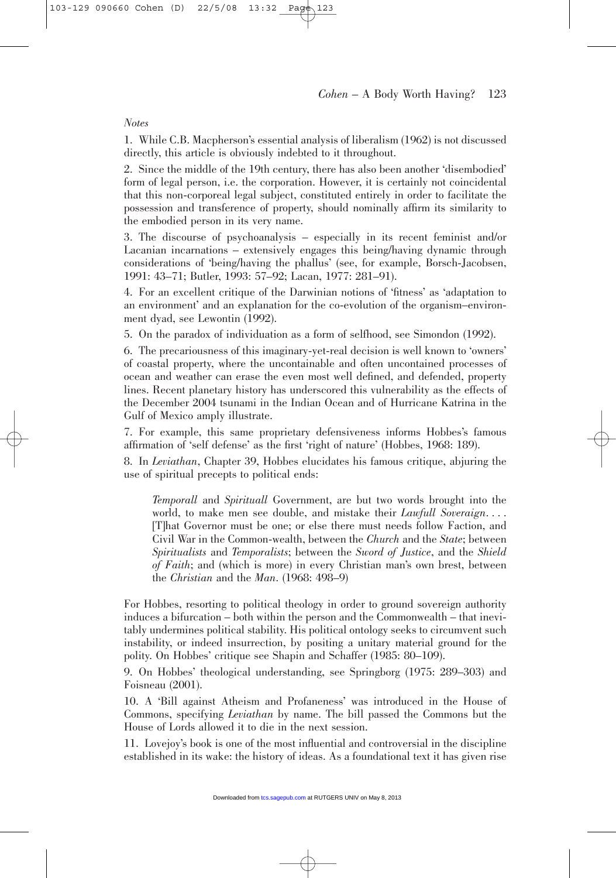*Notes*

1. While C.B. Macpherson's essential analysis of liberalism (1962) is not discussed directly, this article is obviously indebted to it throughout.

2. Since the middle of the 19th century, there has also been another 'disembodied' form of legal person, i.e. the corporation. However, it is certainly not coincidental that this non-corporeal legal subject, constituted entirely in order to facilitate the possession and transference of property, should nominally affirm its similarity to the embodied person in its very name.

3. The discourse of psychoanalysis – especially in its recent feminist and/or Lacanian incarnations – extensively engages this being/having dynamic through considerations of 'being/having the phallus' (see, for example, Borsch-Jacobsen, 1991: 43–71; Butler, 1993: 57–92; Lacan, 1977: 281–91).

4. For an excellent critique of the Darwinian notions of 'fitness' as 'adaptation to an environment' and an explanation for the co-evolution of the organism–environment dyad, see Lewontin (1992).

5. On the paradox of individuation as a form of selfhood, see Simondon (1992).

6. The precariousness of this imaginary-yet-real decision is well known to 'owners' of coastal property, where the uncontainable and often uncontained processes of ocean and weather can erase the even most well defined, and defended, property lines. Recent planetary history has underscored this vulnerability as the effects of the December 2004 tsunami in the Indian Ocean and of Hurricane Katrina in the Gulf of Mexico amply illustrate.

7. For example, this same proprietary defensiveness informs Hobbes's famous affirmation of 'self defense' as the first 'right of nature' (Hobbes, 1968: 189).

8. In *Leviathan*, Chapter 39, Hobbes elucidates his famous critique, abjuring the use of spiritual precepts to political ends:

> *Temporall* and *Spirituall* Government, are but two words brought into the world, to make men see double, and mistake their *Lawfull Soveraign*. . . . [T]hat Governor must be one; or else there must needs follow Faction, and Civil War in the Common-wealth, between the *Church* and the *State*; between *Spiritualists* and *Temporalists*; between the *Sword of Justice*, and the *Shield of Faith*; and (which is more) in every Christian man's own brest, between the *Christian* and the *Man*. (1968: 498–9)

For Hobbes, resorting to political theology in order to ground sovereign authority induces a bifurcation – both within the person and the Commonwealth – that inevitably undermines political stability. His political ontology seeks to circumvent such instability, or indeed insurrection, by positing a unitary material ground for the polity. On Hobbes' critique see Shapin and Schaffer (1985: 80–109).

9. On Hobbes' theological understanding, see Springborg (1975: 289–303) and Foisneau (2001).

10. A 'Bill against Atheism and Profaneness' was introduced in the House of Commons, specifying *Leviathan* by name. The bill passed the Commons but the House of Lords allowed it to die in the next session.

11. Lovejoy's book is one of the most influential and controversial in the discipline established in its wake: the history of ideas. As a foundational text it has given rise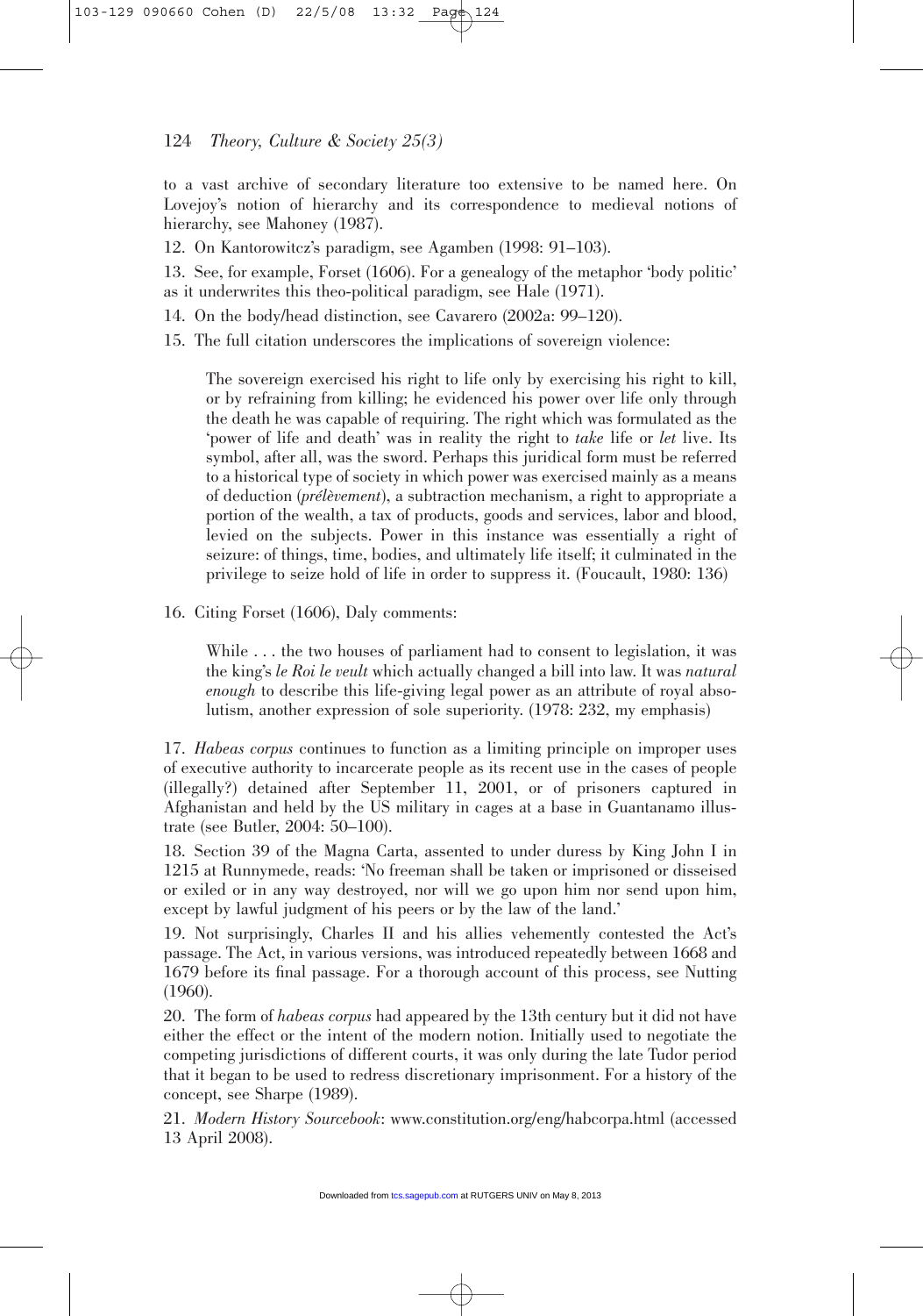to a vast archive of secondary literature too extensive to be named here. On Lovejoy's notion of hierarchy and its correspondence to medieval notions of hierarchy, see Mahoney (1987).

12. On Kantorowitcz's paradigm, see Agamben (1998: 91–103).

13. See, for example, Forset (1606). For a genealogy of the metaphor 'body politic' as it underwrites this theo-political paradigm, see Hale (1971).

14. On the body/head distinction, see Cavarero (2002a: 99–120).

15. The full citation underscores the implications of sovereign violence:

> The sovereign exercised his right to life only by exercising his right to kill, or by refraining from killing; he evidenced his power over life only through the death he was capable of requiring. The right which was formulated as the 'power of life and death' was in reality the right to *take* life or *let* live. Its symbol, after all, was the sword. Perhaps this juridical form must be referred to a historical type of society in which power was exercised mainly as a means of deduction (*prélèvement*), a subtraction mechanism, a right to appropriate a portion of the wealth, a tax of products, goods and services, labor and blood, levied on the subjects. Power in this instance was essentially a right of seizure: of things, time, bodies, and ultimately life itself; it culminated in the privilege to seize hold of life in order to suppress it. (Foucault, 1980: 136)

16. Citing Forset (1606), Daly comments:

> While . . . the two houses of parliament had to consent to legislation, it was the king's *le Roi le veult* which actually changed a bill into law. It was *natural enough* to describe this life-giving legal power as an attribute of royal absolutism, another expression of sole superiority. (1978: 232, my emphasis)

17. *Habeas corpus* continues to function as a limiting principle on improper uses of executive authority to incarcerate people as its recent use in the cases of people (illegally?) detained after September 11, 2001, or of prisoners captured in Afghanistan and held by the US military in cages at a base in Guantanamo illustrate (see Butler, 2004: 50–100).

18. Section 39 of the Magna Carta, assented to under duress by King John I in 1215 at Runnymede, reads: 'No freeman shall be taken or imprisoned or disseised or exiled or in any way destroyed, nor will we go upon him nor send upon him, except by lawful judgment of his peers or by the law of the land.'

19. Not surprisingly, Charles II and his allies vehemently contested the Act's passage. The Act, in various versions, was introduced repeatedly between 1668 and 1679 before its final passage. For a thorough account of this process, see Nutting (1960).

20. The form of *habeas corpus* had appeared by the 13th century but it did not have either the effect or the intent of the modern notion. Initially used to negotiate the competing jurisdictions of different courts, it was only during the late Tudor period that it began to be used to redress discretionary imprisonment. For a history of the concept, see Sharpe (1989).

21. *Modern History Sourcebook*: www.constitution.org/eng/habcorpa.html (accessed 13 April 2008).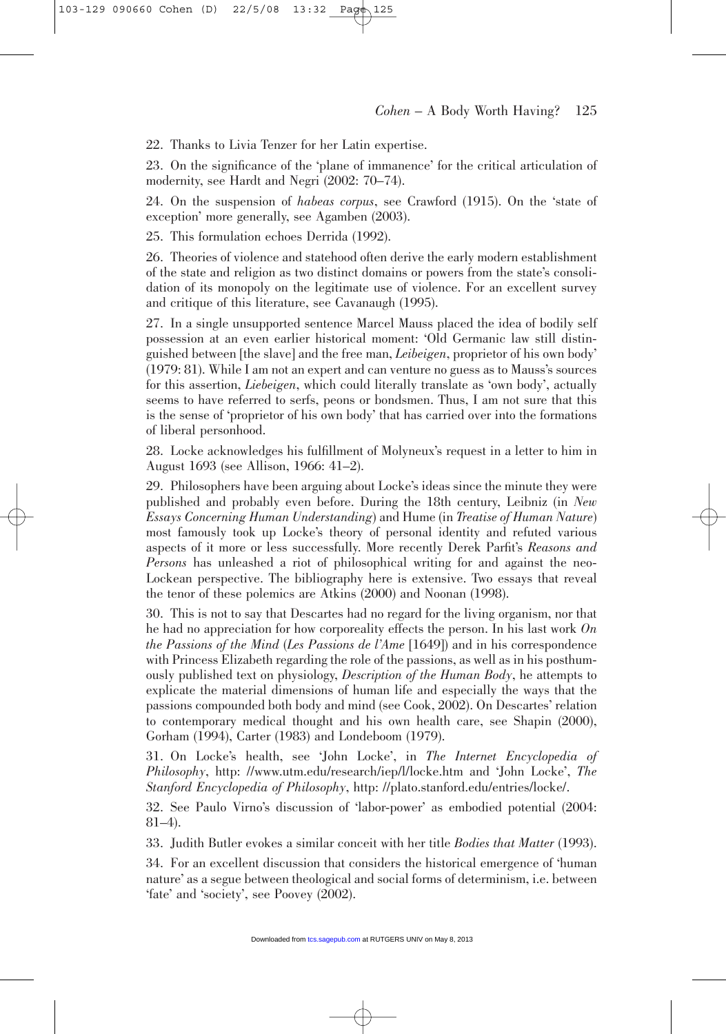22. Thanks to Livia Tenzer for her Latin expertise.

23. On the significance of the 'plane of immanence' for the critical articulation of modernity, see Hardt and Negri (2002: 70–74).

24. On the suspension of *habeas corpus*, see Crawford (1915). On the 'state of exception' more generally, see Agamben (2003).

25. This formulation echoes Derrida (1992).

26. Theories of violence and statehood often derive the early modern establishment of the state and religion as two distinct domains or powers from the state's consolidation of its monopoly on the legitimate use of violence. For an excellent survey and critique of this literature, see Cavanaugh (1995).

27. In a single unsupported sentence Marcel Mauss placed the idea of bodily self possession at an even earlier historical moment: 'Old Germanic law still distinguished between [the slave] and the free man, *Leibeigen*, proprietor of his own body' (1979: 81). While I am not an expert and can venture no guess as to Mauss's sources for this assertion, *Liebeigen*, which could literally translate as 'own body', actually seems to have referred to serfs, peons or bondsmen. Thus, I am not sure that this is the sense of 'proprietor of his own body' that has carried over into the formations of liberal personhood.

28. Locke acknowledges his fulfillment of Molyneux's request in a letter to him in August 1693 (see Allison, 1966: 41–2).

29. Philosophers have been arguing about Locke's ideas since the minute they were published and probably even before. During the 18th century, Leibniz (in *New Essays Concerning Human Understanding*) and Hume (in *Treatise of Human Nature*) most famously took up Locke's theory of personal identity and refuted various aspects of it more or less successfully. More recently Derek Parfit's *Reasons and Persons* has unleashed a riot of philosophical writing for and against the neo-Lockean perspective. The bibliography here is extensive. Two essays that reveal the tenor of these polemics are Atkins (2000) and Noonan (1998).

30. This is not to say that Descartes had no regard for the living organism, nor that he had no appreciation for how corporeality effects the person. In his last work *On the Passions of the Mind* (*Les Passions de l'Ame* [1649]) and in his correspondence with Princess Elizabeth regarding the role of the passions, as well as in his posthumously published text on physiology, *Description of the Human Body*, he attempts to explicate the material dimensions of human life and especially the ways that the passions compounded both body and mind (see Cook, 2002). On Descartes' relation to contemporary medical thought and his own health care, see Shapin (2000), Gorham (1994), Carter (1983) and Londeboom (1979).

31. On Locke's health, see 'John Locke', in *The Internet Encyclopedia of Philosophy*, http: //www.utm.edu/research/iep/l/locke.htm and 'John Locke', *The Stanford Encyclopedia of Philosophy*, http: //plato.stanford.edu/entries/locke/.

32. See Paulo Virno's discussion of 'labor-power' as embodied potential (2004: 81–4).

33. Judith Butler evokes a similar conceit with her title *Bodies that Matter* (1993).

34. For an excellent discussion that considers the historical emergence of 'human nature' as a segue between theological and social forms of determinism, i.e. between 'fate' and 'society', see Poovey (2002).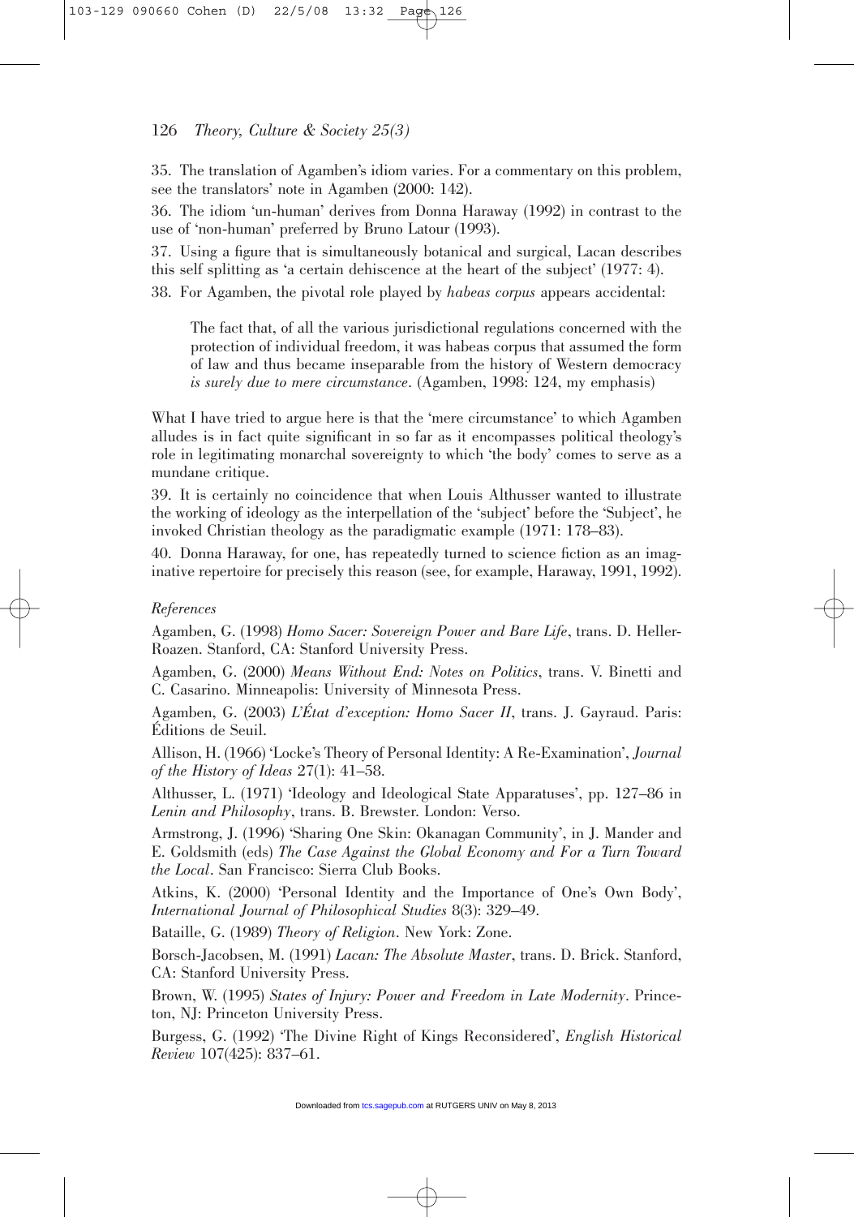35. The translation of Agamben's idiom varies. For a commentary on this problem, see the translators' note in Agamben (2000: 142).

36. The idiom 'un-human' derives from Donna Haraway (1992) in contrast to the use of 'non-human' preferred by Bruno Latour (1993).

37. Using a figure that is simultaneously botanical and surgical, Lacan describes this self splitting as 'a certain dehiscence at the heart of the subject' (1977: 4).

38. For Agamben, the pivotal role played by *habeas corpus* appears accidental:

> The fact that, of all the various jurisdictional regulations concerned with the protection of individual freedom, it was habeas corpus that assumed the form of law and thus became inseparable from the history of Western democracy *is surely due to mere circumstance*. (Agamben, 1998: 124, my emphasis)

What I have tried to argue here is that the 'mere circumstance' to which Agamben alludes is in fact quite significant in so far as it encompasses political theology's role in legitimating monarchal sovereignty to which 'the body' comes to serve as a mundane critique.

39. It is certainly no coincidence that when Louis Althusser wanted to illustrate the working of ideology as the interpellation of the 'subject' before the 'Subject', he invoked Christian theology as the paradigmatic example (1971: 178–83).

40. Donna Haraway, for one, has repeatedly turned to science fiction as an imaginative repertoire for precisely this reason (see, for example, Haraway, 1991, 1992).

### *References*

Agamben, G. (1998) *Homo Sacer: Sovereign Power and Bare Life*, trans. D. Heller-Roazen. Stanford, CA: Stanford University Press.

Agamben, G. (2000) *Means Without End: Notes on Politics*, trans. V. Binetti and C. Casarino. Minneapolis: University of Minnesota Press.

Agamben, G. (2003) *L'État d'exception: Homo Sacer II*, trans. J. Gayraud. Paris: Éditions de Seuil.

Allison, H. (1966) 'Locke's Theory of Personal Identity: A Re-Examination', *Journal of the History of Ideas* 27(1): 41–58.

Althusser, L. (1971) 'Ideology and Ideological State Apparatuses', pp. 127–86 in *Lenin and Philosophy*, trans. B. Brewster. London: Verso.

Armstrong, J. (1996) 'Sharing One Skin: Okanagan Community', in J. Mander and E. Goldsmith (eds) *The Case Against the Global Economy and For a Turn Toward the Local*. San Francisco: Sierra Club Books.

Atkins, K. (2000) 'Personal Identity and the Importance of One's Own Body', *International Journal of Philosophical Studies* 8(3): 329–49.

Bataille, G. (1989) *Theory of Religion*. New York: Zone.

Borsch-Jacobsen, M. (1991) *Lacan: The Absolute Master*, trans. D. Brick. Stanford, CA: Stanford University Press.

Brown, W. (1995) *States of Injury: Power and Freedom in Late Modernity*. Princeton, NJ: Princeton University Press.

Burgess, G. (1992) 'The Divine Right of Kings Reconsidered', *English Historical Review* 107(425): 837–61.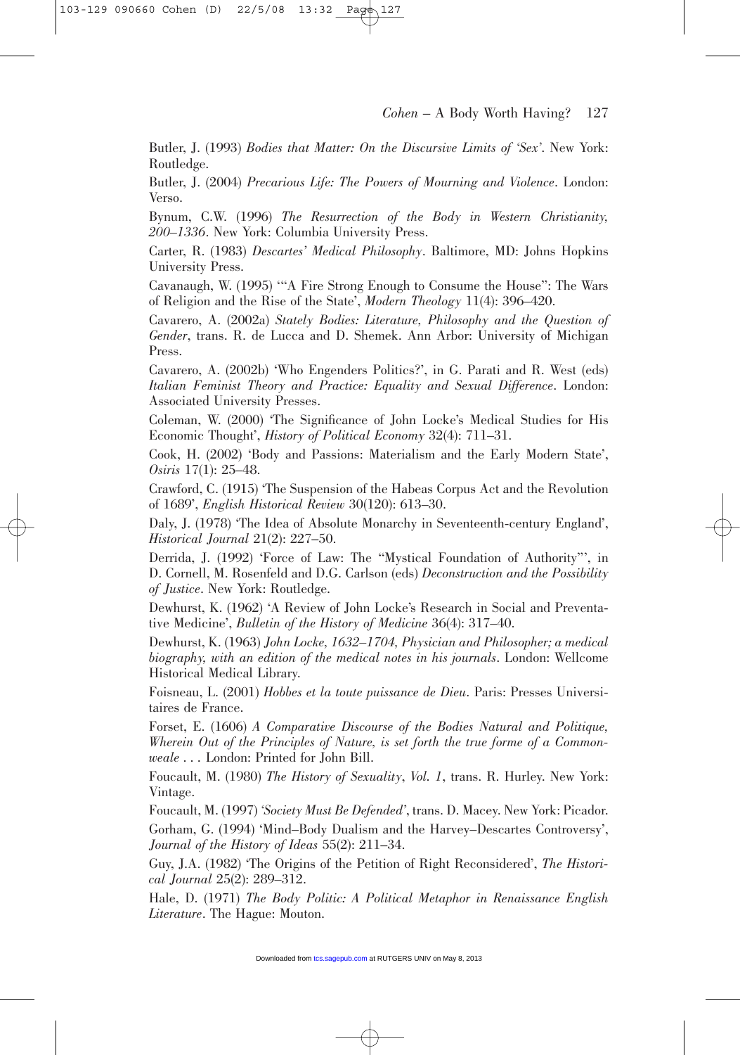Butler, J. (1993) *Bodies that Matter: On the Discursive Limits of 'Sex'*. New York: Routledge.

Butler, J. (2004) *Precarious Life: The Powers of Mourning and Violence*. London: Verso.

Bynum, C.W. (1996) *The Resurrection of the Body in Western Christianity, 200–1336*. New York: Columbia University Press.

Carter, R. (1983) *Descartes' Medical Philosophy*. Baltimore, MD: Johns Hopkins University Press.

Cavanaugh, W. (1995) '"A Fire Strong Enough to Consume the House": The Wars of Religion and the Rise of the State', *Modern Theology* 11(4): 396–420.

Cavarero, A. (2002a) *Stately Bodies: Literature, Philosophy and the Question of Gender*, trans. R. de Lucca and D. Shemek. Ann Arbor: University of Michigan Press.

Cavarero, A. (2002b) 'Who Engenders Politics?', in G. Parati and R. West (eds) *Italian Feminist Theory and Practice: Equality and Sexual Difference*. London: Associated University Presses.

Coleman, W. (2000) 'The Significance of John Locke's Medical Studies for His Economic Thought', *History of Political Economy* 32(4): 711–31.

Cook, H. (2002) 'Body and Passions: Materialism and the Early Modern State', *Osiris* 17(1): 25–48.

Crawford, C. (1915) 'The Suspension of the Habeas Corpus Act and the Revolution of 1689', *English Historical Review* 30(120): 613–30.

Daly, J. (1978) 'The Idea of Absolute Monarchy in Seventeenth-century England', *Historical Journal* 21(2): 227–50.

Derrida, J. (1992) 'Force of Law: The "Mystical Foundation of Authority"', in D. Cornell, M. Rosenfeld and D.G. Carlson (eds) *Deconstruction and the Possibility of Justice*. New York: Routledge.

Dewhurst, K. (1962) 'A Review of John Locke's Research in Social and Preventative Medicine', *Bulletin of the History of Medicine* 36(4): 317–40.

Dewhurst, K. (1963) *John Locke, 1632–1704, Physician and Philosopher; a medical biography, with an edition of the medical notes in his journals*. London: Wellcome Historical Medical Library.

Foisneau, L. (2001) *Hobbes et la toute puissance de Dieu*. Paris: Presses Universitaires de France.

Forset, E. (1606) *A Comparative Discourse of the Bodies Natural and Politique, Wherein Out of the Principles of Nature, is set forth the true forme of a Commonweale* . . . London: Printed for John Bill.

Foucault, M. (1980) *The History of Sexuality, Vol. 1*, trans. R. Hurley. New York: Vintage.

Foucault, M. (1997) *'Society Must Be Defended'*, trans. D. Macey. New York: Picador.

Gorham, G. (1994) 'Mind–Body Dualism and the Harvey–Descartes Controversy', *Journal of the History of Ideas* 55(2): 211–34.

Guy, J.A. (1982) 'The Origins of the Petition of Right Reconsidered', *The Historical Journal* 25(2): 289–312.

Hale, D. (1971) *The Body Politic: A Political Metaphor in Renaissance English Literature*. The Hague: Mouton.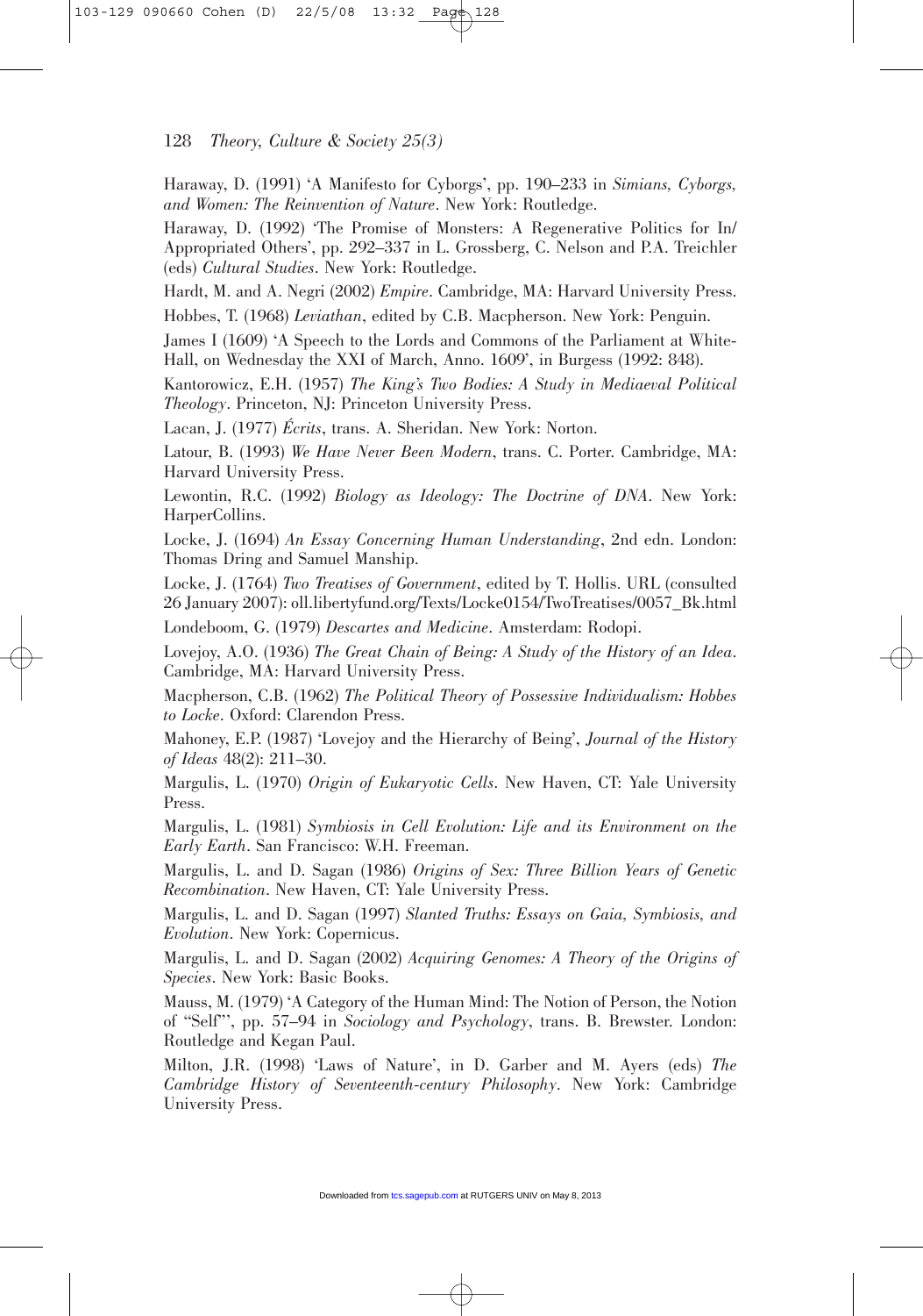Haraway, D. (1991) 'A Manifesto for Cyborgs', pp. 190–233 in *Simians, Cyborgs, and Women: The Reinvention of Nature*. New York: Routledge.

Haraway, D. (1992) 'The Promise of Monsters: A Regenerative Politics for In/Appropriated Others', pp. 292–337 in L. Grossberg, C. Nelson and P.A. Treichler (eds) *Cultural Studies*. New York: Routledge.

Hardt, M. and A. Negri (2002) *Empire*. Cambridge, MA: Harvard University Press.

Hobbes, T. (1968) *Leviathan*, edited by C.B. Macpherson. New York: Penguin.

James I (1609) 'A Speech to the Lords and Commons of the Parliament at White-Hall, on Wednesday the XXI of March, Anno. 1609', in Burgess (1992: 848).

Kantorowicz, E.H. (1957) *The King's Two Bodies: A Study in Mediaeval Political Theology*. Princeton, NJ: Princeton University Press.

Lacan, J. (1977) *Écrits*, trans. A. Sheridan. New York: Norton.

Latour, B. (1993) *We Have Never Been Modern*, trans. C. Porter. Cambridge, MA: Harvard University Press.

Lewontin, R.C. (1992) *Biology as Ideology: The Doctrine of DNA*. New York: HarperCollins.

Locke, J. (1694) *An Essay Concerning Human Understanding*, 2nd edn. London: Thomas Dring and Samuel Manship.

Locke, J. (1764) *Two Treatises of Government*, edited by T. Hollis. URL (consulted 26 January 2007): oll.libertyfund.org/Texts/Locke0154/TwoTreatises/0057_Bk.html

Londeboom, G. (1979) *Descartes and Medicine*. Amsterdam: Rodopi.

Lovejoy, A.O. (1936) *The Great Chain of Being: A Study of the History of an Idea*. Cambridge, MA: Harvard University Press.

Macpherson, C.B. (1962) *The Political Theory of Possessive Individualism: Hobbes to Locke*. Oxford: Clarendon Press.

Mahoney, E.P. (1987) 'Lovejoy and the Hierarchy of Being', *Journal of the History of Ideas* 48(2): 211–30.

Margulis, L. (1970) *Origin of Eukaryotic Cells*. New Haven, CT: Yale University Press.

Margulis, L. (1981) *Symbiosis in Cell Evolution: Life and its Environment on the Early Earth*. San Francisco: W.H. Freeman.

Margulis, L. and D. Sagan (1986) *Origins of Sex: Three Billion Years of Genetic Recombination*. New Haven, CT: Yale University Press.

Margulis, L. and D. Sagan (1997) *Slanted Truths: Essays on Gaia, Symbiosis, and Evolution*. New York: Copernicus.

Margulis, L. and D. Sagan (2002) *Acquiring Genomes: A Theory of the Origins of Species*. New York: Basic Books.

Mauss, M. (1979) 'A Category of the Human Mind: The Notion of Person, the Notion of "Self"', pp. 57–94 in *Sociology and Psychology*, trans. B. Brewster. London: Routledge and Kegan Paul.

Milton, J.R. (1998) 'Laws of Nature', in D. Garber and M. Ayers (eds) *The Cambridge History of Seventeenth-century Philosophy*. New York: Cambridge University Press.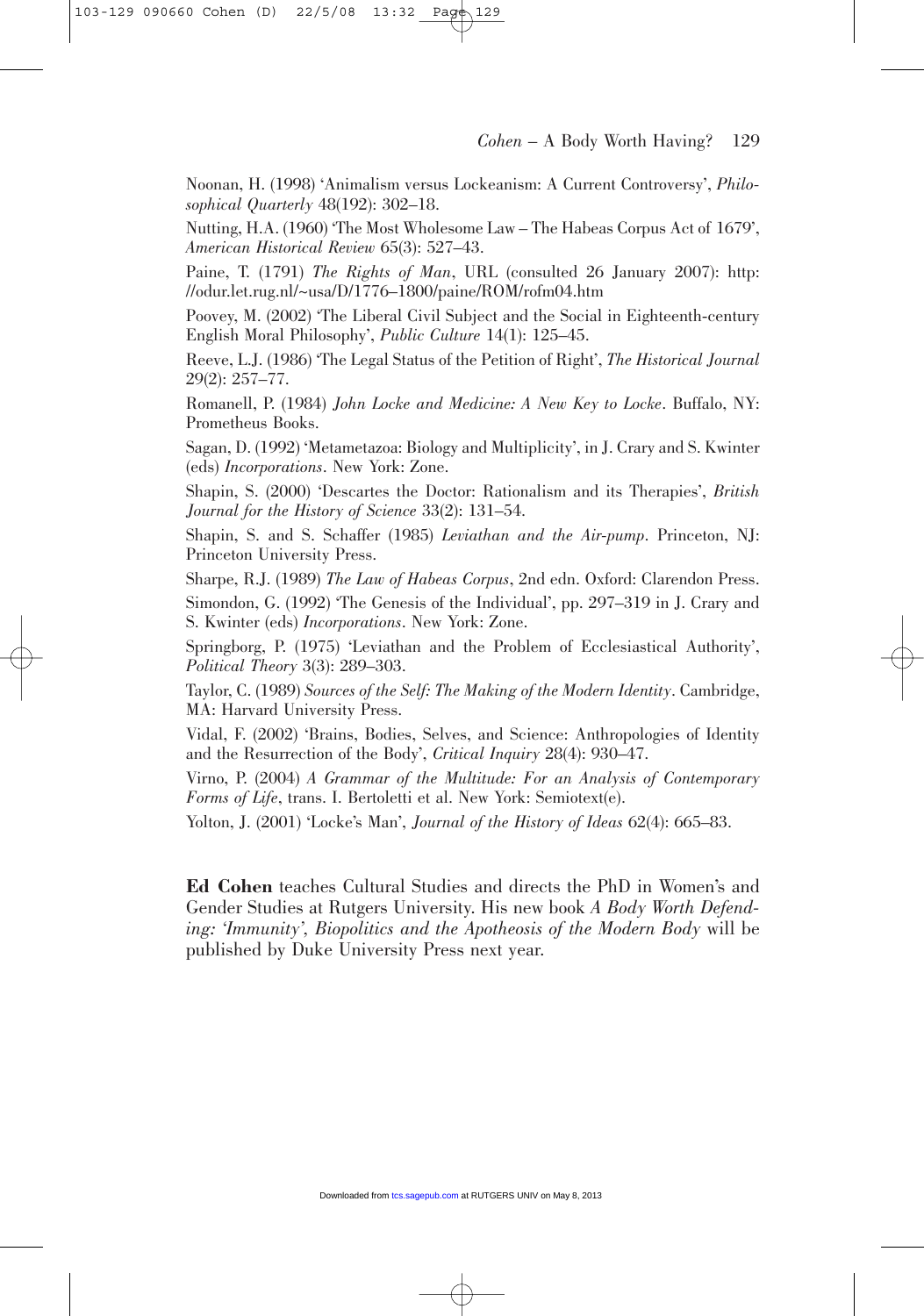Noonan, H. (1998) 'Animalism versus Lockeanism: A Current Controversy', *Philosophical Quarterly* 48(192): 302–18.

Nutting, H.A. (1960) 'The Most Wholesome Law – The Habeas Corpus Act of 1679', *American Historical Review* 65(3): 527–43.

Paine, T. (1791) *The Rights of Man*, URL (consulted 26 January 2007): http://odur.let.rug.nl/~usa/D/1776–1800/paine/ROM/rofm04.htm

Poovey, M. (2002) 'The Liberal Civil Subject and the Social in Eighteenth-century English Moral Philosophy', *Public Culture* 14(1): 125–45.

Reeve, L.J. (1986) 'The Legal Status of the Petition of Right', *The Historical Journal* 29(2): 257–77.

Romanell, P. (1984) *John Locke and Medicine: A New Key to Locke*. Buffalo, NY: Prometheus Books.

Sagan, D. (1992) 'Metametazoa: Biology and Multiplicity', in J. Crary and S. Kwinter (eds) *Incorporations*. New York: Zone.

Shapin, S. (2000) 'Descartes the Doctor: Rationalism and its Therapies', *British Journal for the History of Science* 33(2): 131–54.

Shapin, S. and S. Schaffer (1985) *Leviathan and the Air-pump*. Princeton, NJ: Princeton University Press.

Sharpe, R.J. (1989) *The Law of Habeas Corpus*, 2nd edn. Oxford: Clarendon Press.

Simondon, G. (1992) 'The Genesis of the Individual', pp. 297–319 in J. Crary and S. Kwinter (eds) *Incorporations*. New York: Zone.

Springborg, P. (1975) 'Leviathan and the Problem of Ecclesiastical Authority', *Political Theory* 3(3): 289–303.

Taylor, C. (1989) *Sources of the Self: The Making of the Modern Identity*. Cambridge, MA: Harvard University Press.

Vidal, F. (2002) 'Brains, Bodies, Selves, and Science: Anthropologies of Identity and the Resurrection of the Body', *Critical Inquiry* 28(4): 930–47.

Virno, P. (2004) *A Grammar of the Multitude: For an Analysis of Contemporary Forms of Life*, trans. I. Bertoletti et al. New York: Semiotext(e).

Yolton, J. (2001) 'Locke's Man', *Journal of the History of Ideas* 62(4): 665–83.

**Ed Cohen** teaches Cultural Studies and directs the PhD in Women's and Gender Studies at Rutgers University. His new book *A Body Worth Defending: 'Immunity', Biopolitics and the Apotheosis of the Modern Body* will be published by Duke University Press next year.